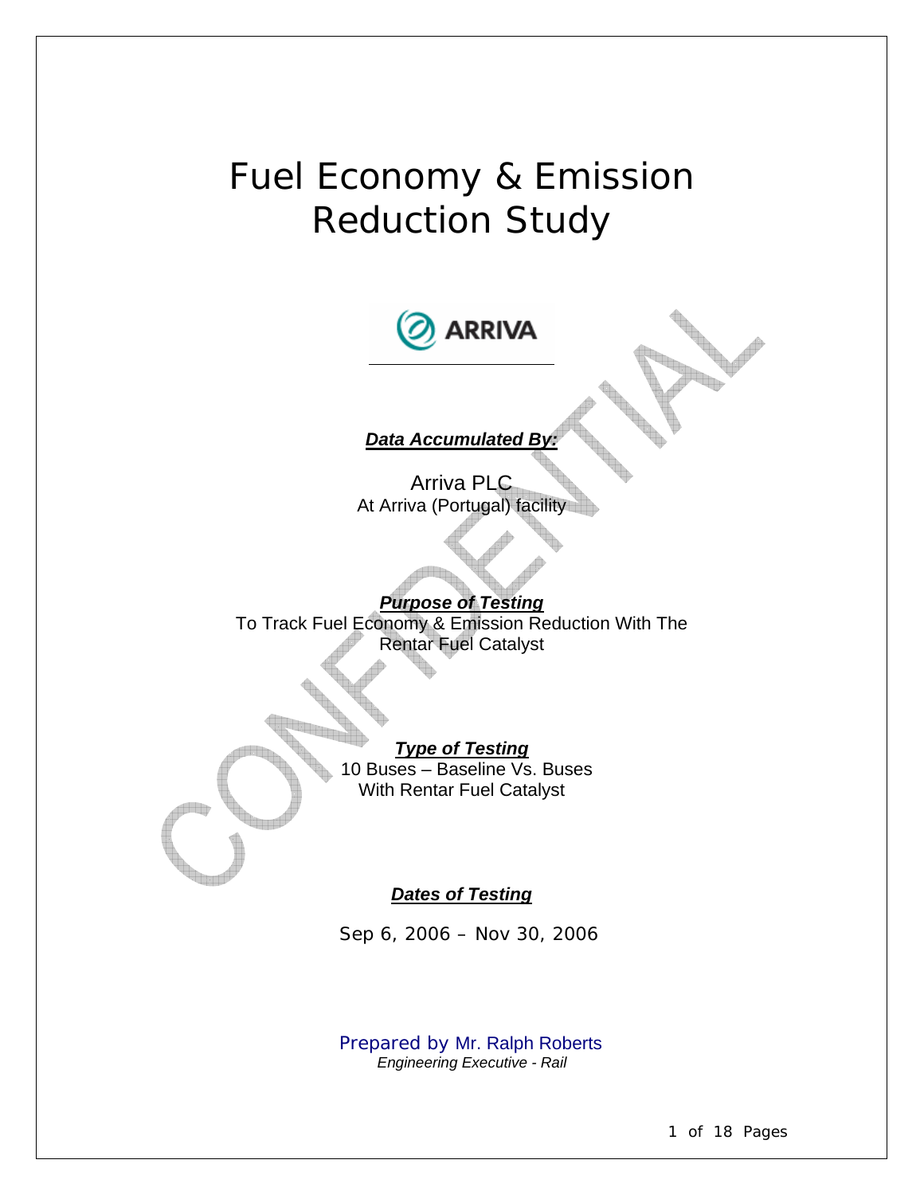# Fuel Economy & Emission Reduction Study

ARRIVA

***Data Accumulated By:***

Arriva PLC
At Arriva (Portugal) facility

***Purpose of Testing***

To Track Fuel Economy & Emission Reduction With The Rentar Fuel Catalyst

***Type of Testing***

10 Buses – Baseline Vs. Buses With Rentar Fuel Catalyst

***Dates of Testing***

Sep 6, 2006 – Nov 30, 2006

Prepared by Mr. Ralph Roberts
*Engineering Executive - Rail*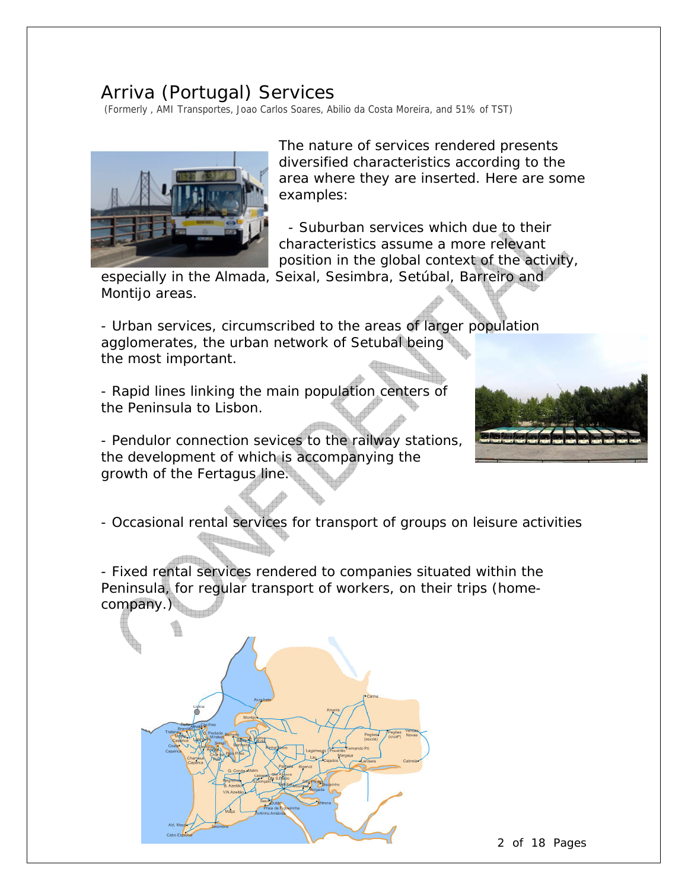# Arriva (Portugal) Services

(Formerly , AMI Transportes, Joao Carlos Soares, Abilio da Costa Moreira, and 51% of TST)

The nature of services rendered presents diversified characteristics according to the area where they are inserted. Here are some examples:

- Suburban services which due to their characteristics assume a more relevant position in the global context of the activity, especially in the Almada, Seixal, Sesimbra, Setúbal, Barreiro and Montijo areas.

- Urban services, circumscribed to the areas of larger population agglomerates, the urban network of Setubal being the most important.

- Rapid lines linking the main population centers of the Peninsula to Lisbon.

- Pendulor connection sevices to the railway stations, the development of which is accompanying the growth of the Fertagus line.

- Occasional rental services for transport of groups on leisure activities

- Fixed rental services rendered to companies situated within the Peninsula, for regular transport of workers, on their trips (home-company.)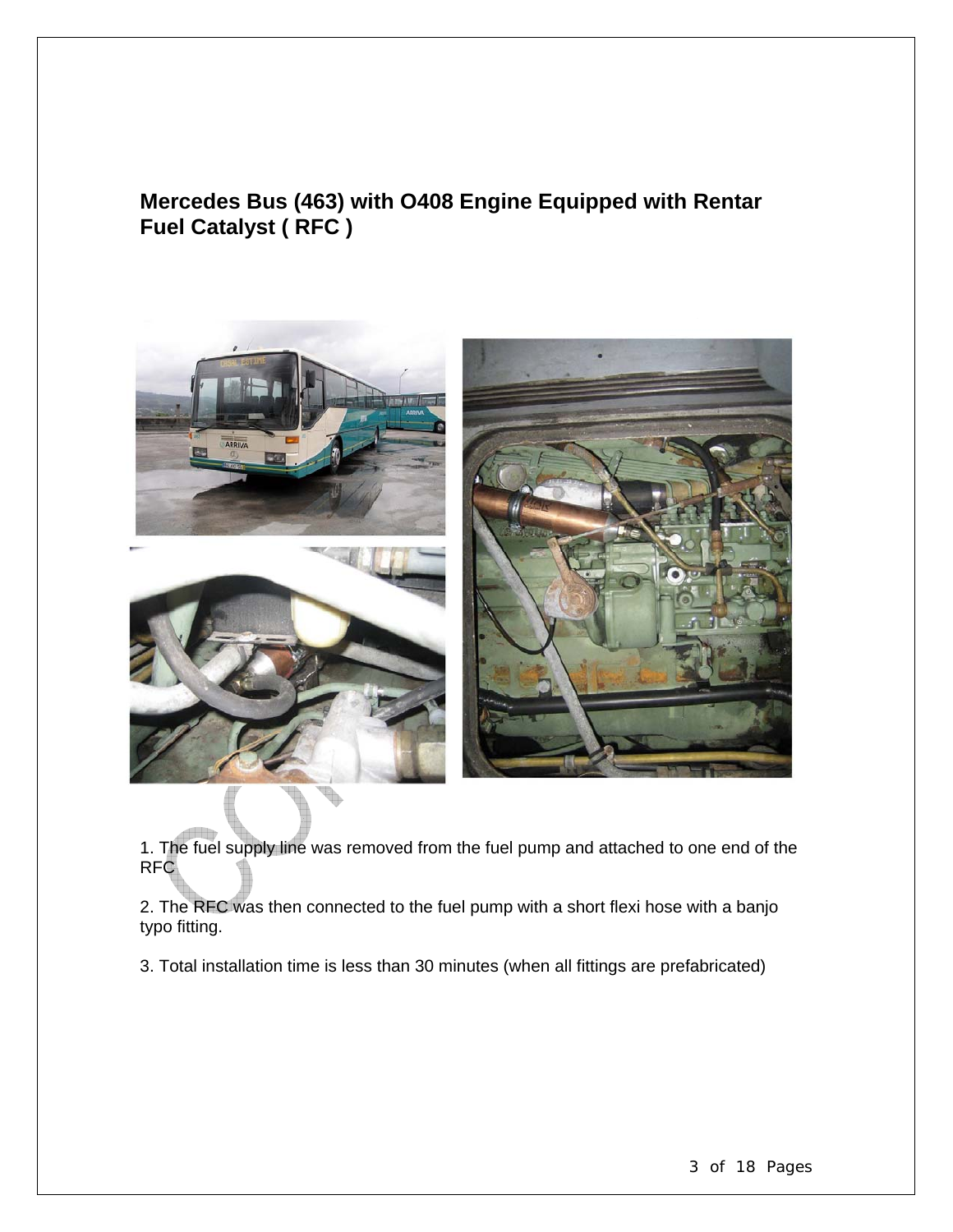## Mercedes Bus (463) with O408 Engine Equipped with Rentar Fuel Catalyst ( RFC )

1. The fuel supply line was removed from the fuel pump and attached to one end of the RFC

2. The RFC was then connected to the fuel pump with a short flexi hose with a banjo typo fitting.

3. Total installation time is less than 30 minutes (when all fittings are prefabricated)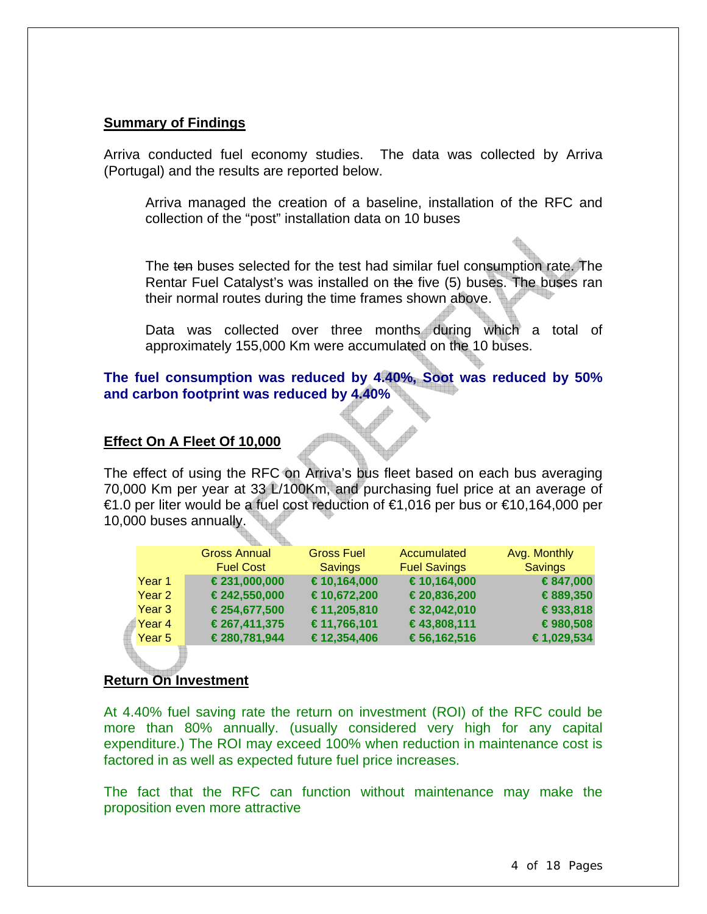## Summary of Findings

Arriva conducted fuel economy studies. The data was collected by Arriva (Portugal) and the results are reported below.

> Arriva managed the creation of a baseline, installation of the RFC and collection of the "post" installation data on 10 buses
>
> The ~~ten~~ buses selected for the test had similar fuel consumption rate. The Rentar Fuel Catalyst's was installed on ~~the~~ five (5) buses. The buses ran their normal routes during the time frames shown above.
>
> Data was collected over three months during which a total of approximately 155,000 Km were accumulated on the 10 buses.

**The fuel consumption was reduced by 4.40%, Soot was reduced by 50% and carbon footprint was reduced by 4.40%**

## Effect On A Fleet Of 10,000

The effect of using the RFC on Arriva's bus fleet based on each bus averaging 70,000 Km per year at 33 L/100Km, and purchasing fuel price at an average of €1.0 per liter would be a fuel cost reduction of €1,016 per bus or €10,164,000 per 10,000 buses annually.

| | Gross Annual Fuel Cost | Gross Fuel Savings | Accumulated Fuel Savings | Avg. Monthly Savings |
|---|---|---|---|---|
| Year 1 | € 231,000,000 | € 10,164,000 | € 10,164,000 | € 847,000 |
| Year 2 | € 242,550,000 | € 10,672,200 | € 20,836,200 | € 889,350 |
| Year 3 | € 254,677,500 | € 11,205,810 | € 32,042,010 | € 933,818 |
| Year 4 | € 267,411,375 | € 11,766,101 | € 43,808,111 | € 980,508 |
| Year 5 | € 280,781,944 | € 12,354,406 | € 56,162,516 | € 1,029,534 |

## Return On Investment

At 4.40% fuel saving rate the return on investment (ROI) of the RFC could be more than 80% annually. (usually considered very high for any capital expenditure.) The ROI may exceed 100% when reduction in maintenance cost is factored in as well as expected future fuel price increases.

The fact that the RFC can function without maintenance may make the proposition even more attractive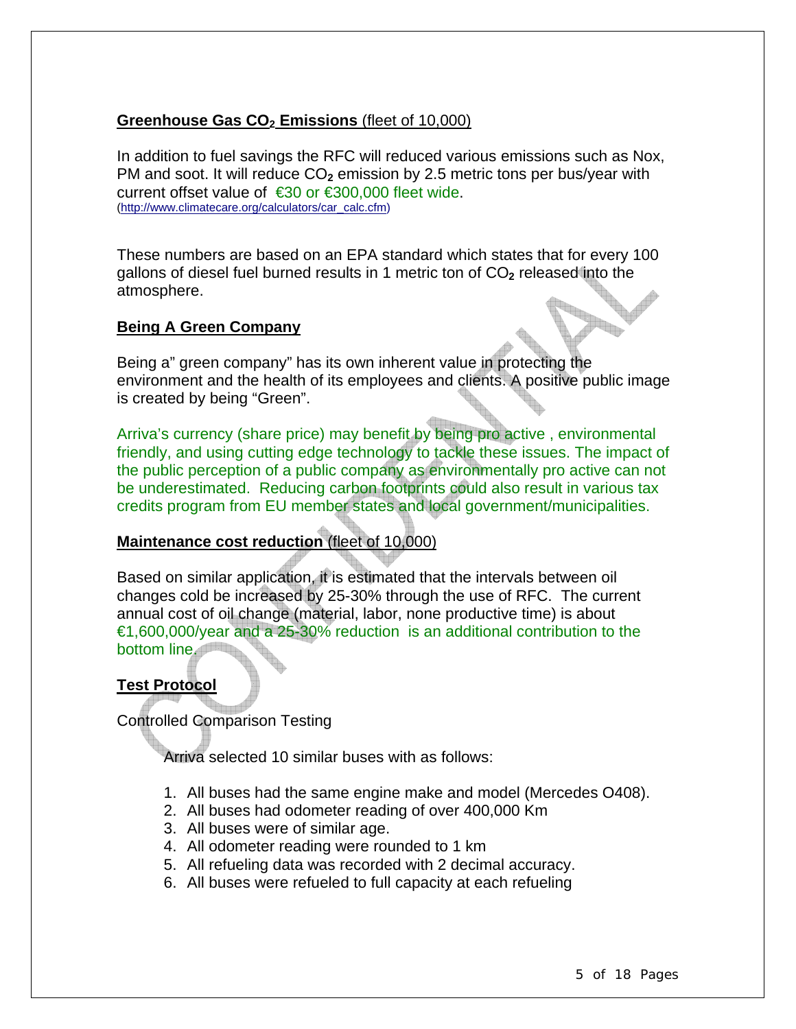**Greenhouse Gas $CO_2$ Emissions** (fleet of 10,000)

In addition to fuel savings the RFC will reduced various emissions such as Nox, PM and soot. It will reduce $CO_2$ emission by 2.5 metric tons per bus/year with current offset value of €30 or €300,000 fleet wide.
(http://www.climatecare.org/calculators/car_calc.cfm)

These numbers are based on an EPA standard which states that for every 100 gallons of diesel fuel burned results in 1 metric ton of $CO_2$ released into the atmosphere.

**Being A Green Company**

Being a" green company" has its own inherent value in protecting the environment and the health of its employees and clients. A positive public image is created by being "Green".

Arriva's currency (share price) may benefit by being pro active , environmental friendly, and using cutting edge technology to tackle these issues. The impact of the public perception of a public company as environmentally pro active can not be underestimated. Reducing carbon footprints could also result in various tax credits program from EU member states and local government/municipalities.

**Maintenance cost reduction** (fleet of 10,000)

Based on similar application, it is estimated that the intervals between oil changes cold be increased by 25-30% through the use of RFC. The current annual cost of oil change (material, labor, none productive time) is about €1,600,000/year and a 25-30% reduction is an additional contribution to the bottom line.

**Test Protocol**

Controlled Comparison Testing

Arriva selected 10 similar buses with as follows:

1. All buses had the same engine make and model (Mercedes O408).
2. All buses had odometer reading of over 400,000 Km
3. All buses were of similar age.
4. All odometer reading were rounded to 1 km
5. All refueling data was recorded with 2 decimal accuracy.
6. All buses were refueled to full capacity at each refueling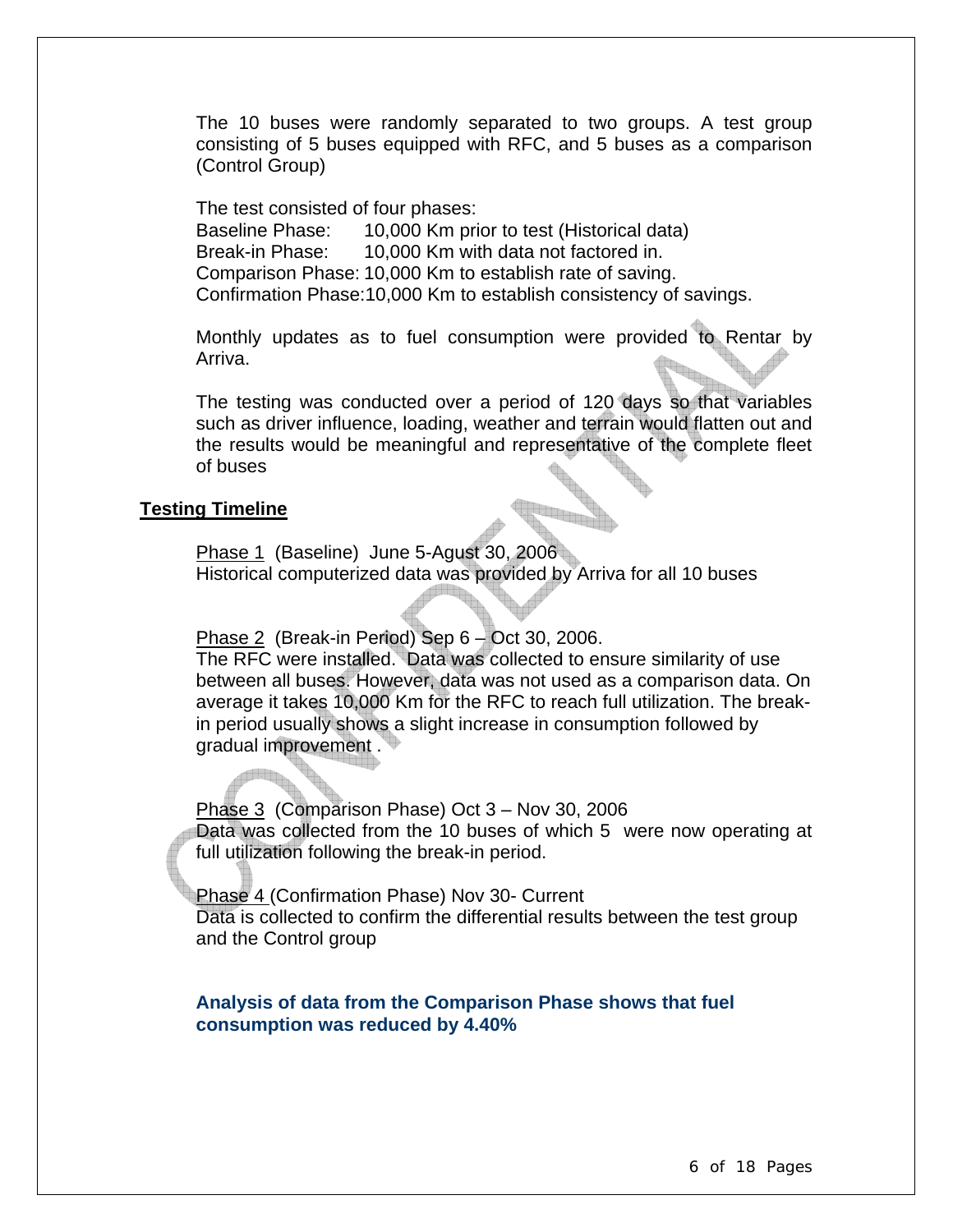The 10 buses were randomly separated to two groups. A test group consisting of 5 buses equipped with RFC, and 5 buses as a comparison (Control Group)

The test consisted of four phases:
Baseline Phase: 10,000 Km prior to test (Historical data)
Break-in Phase: 10,000 Km with data not factored in.
Comparison Phase: 10,000 Km to establish rate of saving.
Confirmation Phase: 10,000 Km to establish consistency of savings.

Monthly updates as to fuel consumption were provided to Rentar by Arriva.

The testing was conducted over a period of 120 days so that variables such as driver influence, loading, weather and terrain would flatten out and the results would be meaningful and representative of the complete fleet of buses

**Testing Timeline**

Phase 1 (Baseline) June 5-Agust 30, 2006
Historical computerized data was provided by Arriva for all 10 buses

Phase 2 (Break-in Period) Sep 6 – Oct 30, 2006.
The RFC were installed. Data was collected to ensure similarity of use between all buses. However, data was not used as a comparison data. On average it takes 10,000 Km for the RFC to reach full utilization. The break-in period usually shows a slight increase in consumption followed by gradual improvement .

Phase 3 (Comparison Phase) Oct 3 – Nov 30, 2006
Data was collected from the 10 buses of which 5 were now operating at full utilization following the break-in period.

Phase 4 (Confirmation Phase) Nov 30- Current
Data is collected to confirm the differential results between the test group and the Control group

**Analysis of data from the Comparison Phase shows that fuel consumption was reduced by 4.40%**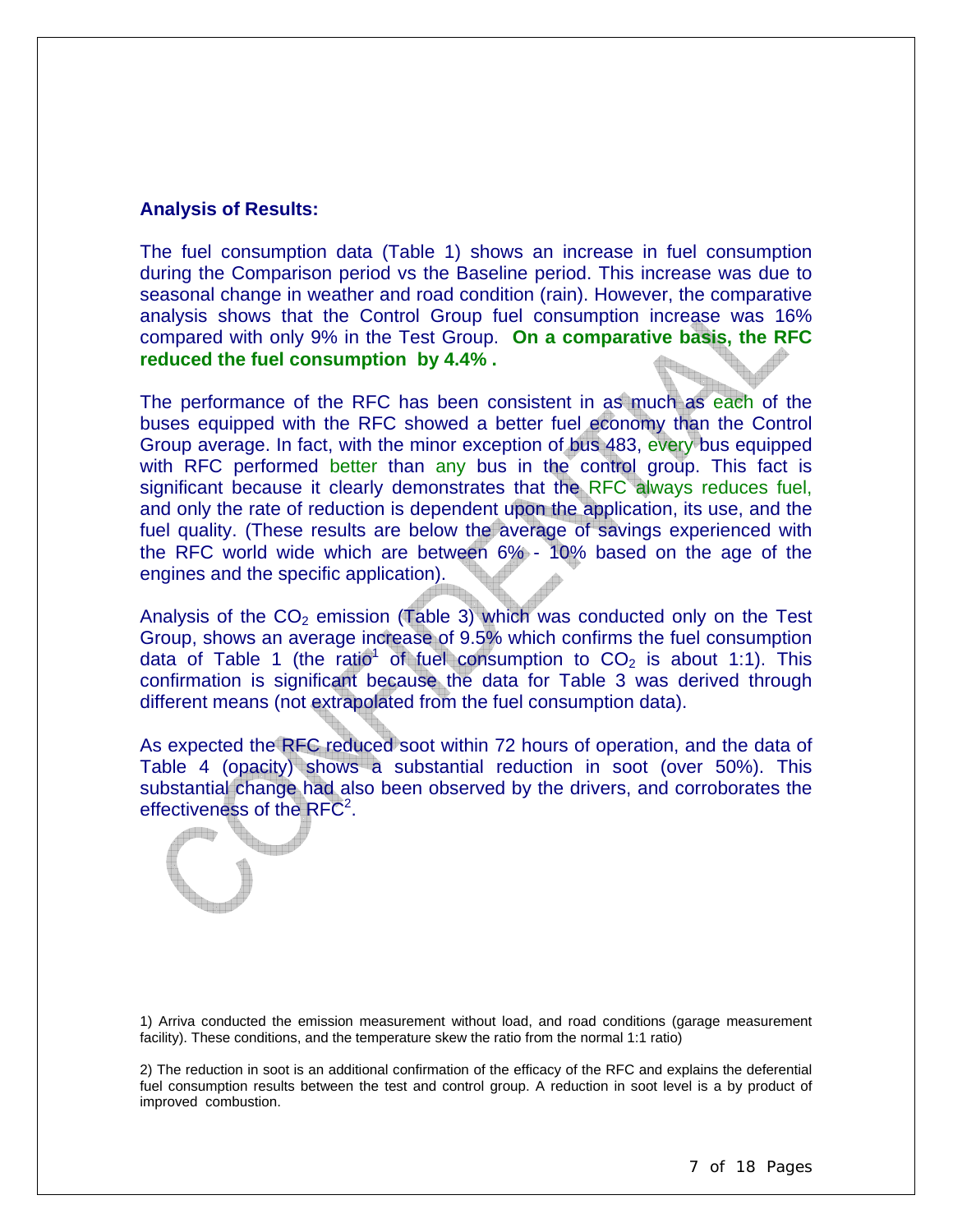**Analysis of Results:**

The fuel consumption data (Table 1) shows an increase in fuel consumption during the Comparison period vs the Baseline period. This increase was due to seasonal change in weather and road condition (rain). However, the comparative analysis shows that the Control Group fuel consumption increase was 16% compared with only 9% in the Test Group. **On a comparative basis, the RFC reduced the fuel consumption by 4.4% .**

The performance of the RFC has been consistent in as much as each of the buses equipped with the RFC showed a better fuel economy than the Control Group average. In fact, with the minor exception of bus 483, every bus equipped with RFC performed better than any bus in the control group. This fact is significant because it clearly demonstrates that the RFC always reduces fuel, and only the rate of reduction is dependent upon the application, its use, and the fuel quality. (These results are below the average of savings experienced with the RFC world wide which are between 6% - 10% based on the age of the engines and the specific application).

Analysis of the $CO_2$ emission (Table 3) which was conducted only on the Test Group, shows an average increase of 9.5% which confirms the fuel consumption data of Table 1 (the ratio[1] of fuel consumption to $CO_2$ is about 1:1). This confirmation is significant because the data for Table 3 was derived through different means (not extrapolated from the fuel consumption data).

As expected the RFC reduced soot within 72 hours of operation, and the data of Table 4 (opacity) shows a substantial reduction in soot (over 50%). This substantial change had also been observed by the drivers, and corroborates the effectiveness of the RFC[2].

1) Arriva conducted the emission measurement without load, and road conditions (garage measurement facility). These conditions, and the temperature skew the ratio from the normal 1:1 ratio)

2) The reduction in soot is an additional confirmation of the efficacy of the RFC and explains the deferential fuel consumption results between the test and control group. A reduction in soot level is a by product of improved combustion.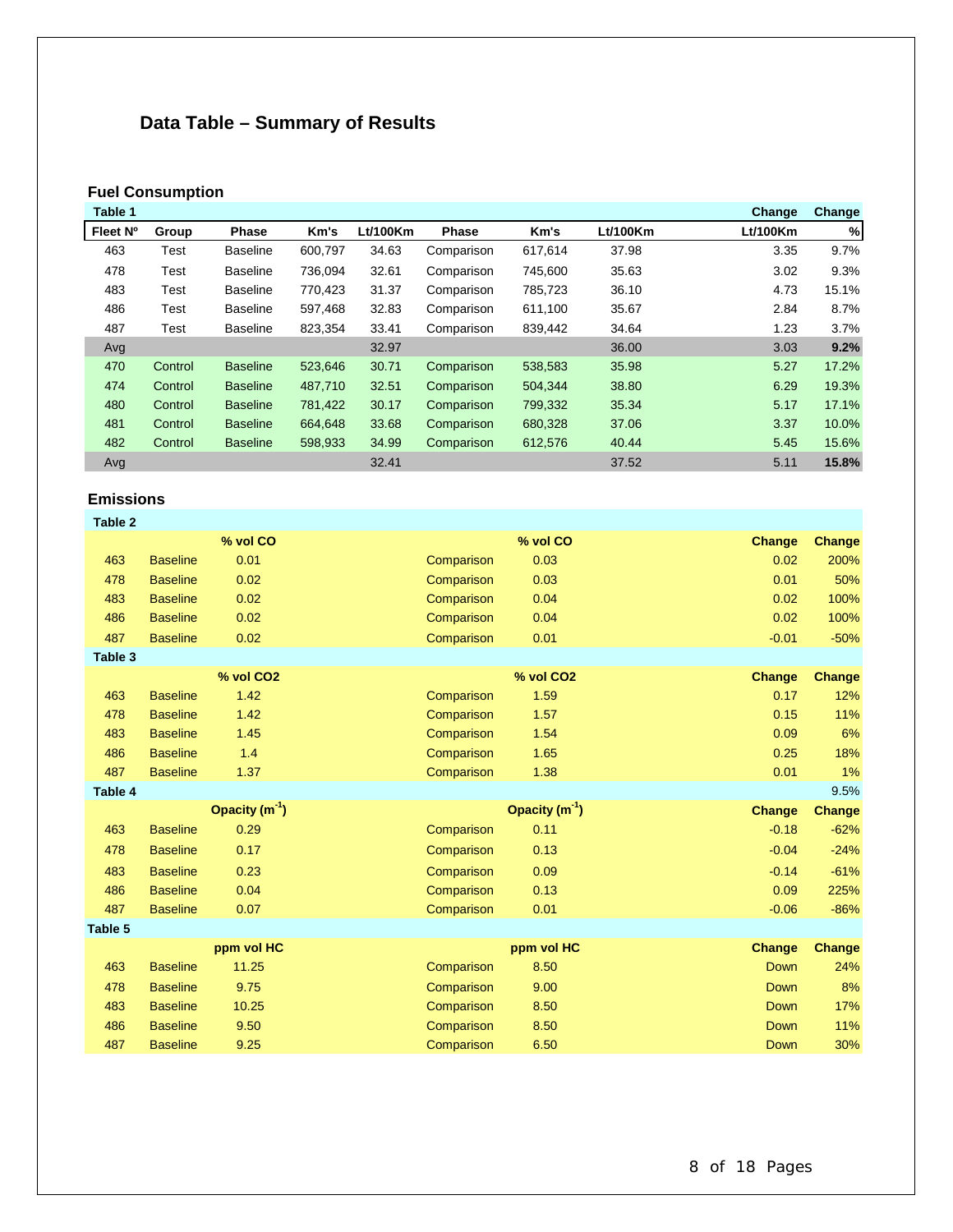## Data Table – Summary of Results

### Fuel Consumption

| Table 1 | | | | | | | | Change | Change |
|---|---|---|---|---|---|---|---|---|---|
| Fleet Nº | Group | Phase | Km's | Lt/100Km | Phase | Km's | Lt/100Km | Lt/100Km | % |
| 463 | Test | Baseline | 600,797 | 34.63 | Comparison | 617,614 | 37.98 | 3.35 | 9.7% |
| 478 | Test | Baseline | 736,094 | 32.61 | Comparison | 745,600 | 35.63 | 3.02 | 9.3% |
| 483 | Test | Baseline | 770,423 | 31.37 | Comparison | 785,723 | 36.10 | 4.73 | 15.1% |
| 486 | Test | Baseline | 597,468 | 32.83 | Comparison | 611,100 | 35.67 | 2.84 | 8.7% |
| 487 | Test | Baseline | 823,354 | 33.41 | Comparison | 839,442 | 34.64 | 1.23 | 3.7% |
| Avg | | | | 32.97 | | | 36.00 | 3.03 | **9.2%** |
| 470 | Control | Baseline | 523,646 | 30.71 | Comparison | 538,583 | 35.98 | 5.27 | 17.2% |
| 474 | Control | Baseline | 487,710 | 32.51 | Comparison | 504,344 | 38.80 | 6.29 | 19.3% |
| 480 | Control | Baseline | 781,422 | 30.17 | Comparison | 799,332 | 35.34 | 5.17 | 17.1% |
| 481 | Control | Baseline | 664,648 | 33.68 | Comparison | 680,328 | 37.06 | 3.37 | 10.0% |
| 482 | Control | Baseline | 598,933 | 34.99 | Comparison | 612,576 | 40.44 | 5.45 | 15.6% |
| Avg | | | | 32.41 | | | 37.52 | 5.11 | **15.8%** |

### Emissions

| Table 2 | | | | | | |
|---|---|---|---|---|---|---|
| | | % vol CO | | % vol CO | Change | Change |
| 463 | Baseline | 0.01 | Comparison | 0.03 | 0.02 | 200% |
| 478 | Baseline | 0.02 | Comparison | 0.03 | 0.01 | 50% |
| 483 | Baseline | 0.02 | Comparison | 0.04 | 0.02 | 100% |
| 486 | Baseline | 0.02 | Comparison | 0.04 | 0.02 | 100% |
| 487 | Baseline | 0.02 | Comparison | 0.01 | -0.01 | -50% |

| Table 3 | | | | | | |
|---|---|---|---|---|---|---|
| | | % vol $CO_2$ | | % vol $CO_2$ | Change | Change |
| 463 | Baseline | 1.42 | Comparison | 1.59 | 0.17 | 12% |
| 478 | Baseline | 1.42 | Comparison | 1.57 | 0.15 | 11% |
| 483 | Baseline | 1.45 | Comparison | 1.54 | 0.09 | 6% |
| 486 | Baseline | 1.4 | Comparison | 1.65 | 0.25 | 18% |
| 487 | Baseline | 1.37 | Comparison | 1.38 | 0.01 | 1% |

| Table 4 | | | | | | 9.5% |
|---|---|---|---|---|---|---|
| | | Opacity ($m^{-1}$) | | Opacity ($m^{-1}$) | Change | Change |
| 463 | Baseline | 0.29 | Comparison | 0.11 | -0.18 | -62% |
| 478 | Baseline | 0.17 | Comparison | 0.13 | -0.04 | -24% |
| 483 | Baseline | 0.23 | Comparison | 0.09 | -0.14 | -61% |
| 486 | Baseline | 0.04 | Comparison | 0.13 | 0.09 | 225% |
| 487 | Baseline | 0.07 | Comparison | 0.01 | -0.06 | -86% |

| Table 5 | | | | | | |
|---|---|---|---|---|---|---|
| | | ppm vol HC | | ppm vol HC | Change | Change |
| 463 | Baseline | 11.25 | Comparison | 8.50 | Down | 24% |
| 478 | Baseline | 9.75 | Comparison | 9.00 | Down | 8% |
| 483 | Baseline | 10.25 | Comparison | 8.50 | Down | 17% |
| 486 | Baseline | 9.50 | Comparison | 8.50 | Down | 11% |
| 487 | Baseline | 9.25 | Comparison | 6.50 | Down | 30% |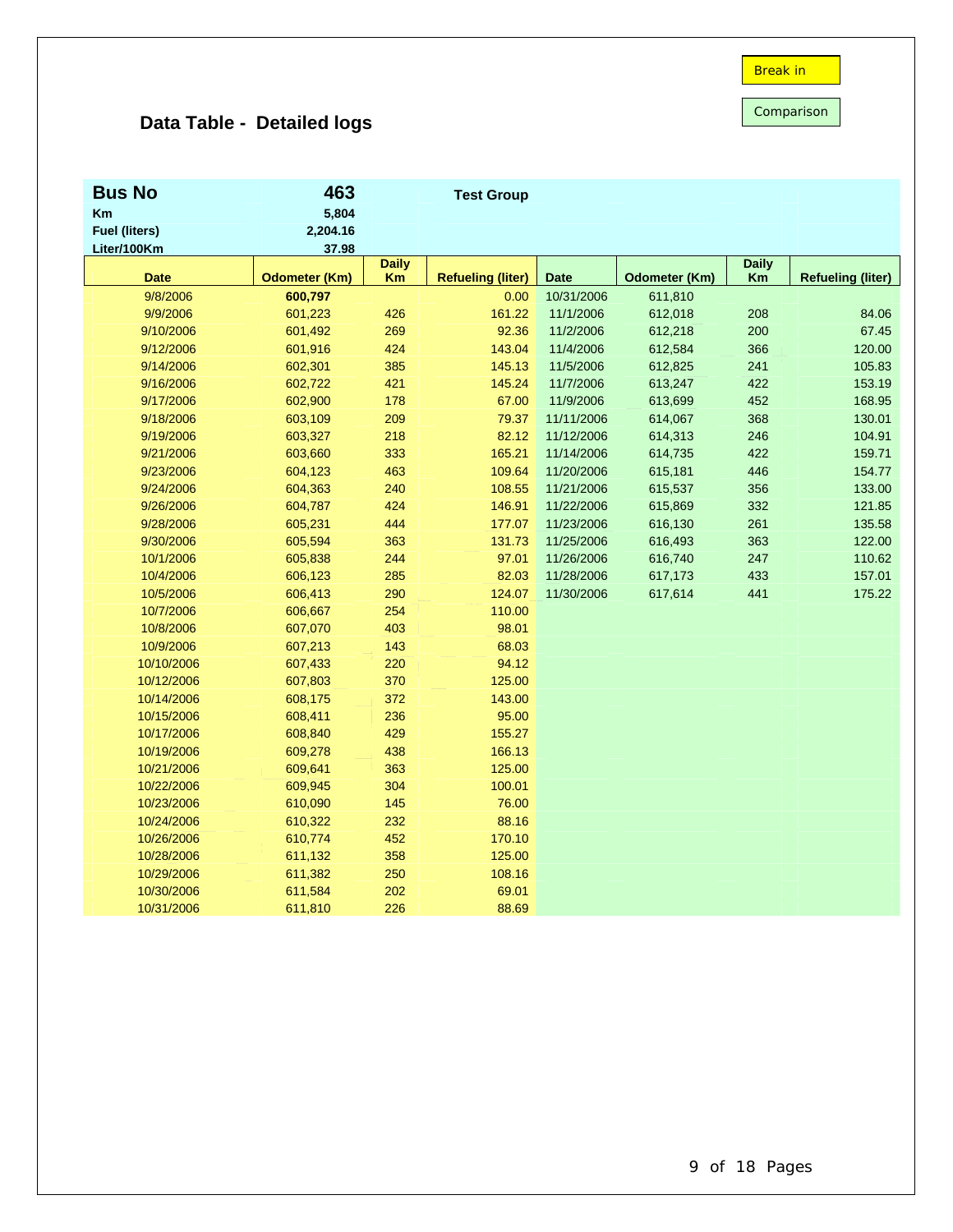Break in

Comparison

## Data Table - Detailed logs

| **Bus No** | **463** | | **Test Group** | | | | |
|---|---|---|---|---|---|---|---|
| **Km** | **5,804** | | | | | | |
| **Fuel (liters)** | **2,204.16** | | | | | | |
| **Liter/100Km** | **37.98** | | | | | | |
| **Date** | **Odometer (Km)** | **Daily Km** | **Refueling (liter)** | **Date** | **Odometer (Km)** | **Daily Km** | **Refueling (liter)** |
| 9/8/2006 | **600,797** | | 0.00 | 10/31/2006 | 611,810 | | |
| 9/9/2006 | 601,223 | 426 | 161.22 | 11/1/2006 | 612,018 | 208 | 84.06 |
| 9/10/2006 | 601,492 | 269 | 92.36 | 11/2/2006 | 612,218 | 200 | 67.45 |
| 9/12/2006 | 601,916 | 424 | 143.04 | 11/4/2006 | 612,584 | 366 | 120.00 |
| 9/14/2006 | 602,301 | 385 | 145.13 | 11/5/2006 | 612,825 | 241 | 105.83 |
| 9/16/2006 | 602,722 | 421 | 145.24 | 11/7/2006 | 613,247 | 422 | 153.19 |
| 9/17/2006 | 602,900 | 178 | 67.00 | 11/9/2006 | 613,699 | 452 | 168.95 |
| 9/18/2006 | 603,109 | 209 | 79.37 | 11/11/2006 | 614,067 | 368 | 130.01 |
| 9/19/2006 | 603,327 | 218 | 82.12 | 11/12/2006 | 614,313 | 246 | 104.91 |
| 9/21/2006 | 603,660 | 333 | 165.21 | 11/14/2006 | 614,735 | 422 | 159.71 |
| 9/23/2006 | 604,123 | 463 | 109.64 | 11/20/2006 | 615,181 | 446 | 154.77 |
| 9/24/2006 | 604,363 | 240 | 108.55 | 11/21/2006 | 615,537 | 356 | 133.00 |
| 9/26/2006 | 604,787 | 424 | 146.91 | 11/22/2006 | 615,869 | 332 | 121.85 |
| 9/28/2006 | 605,231 | 444 | 177.07 | 11/23/2006 | 616,130 | 261 | 135.58 |
| 9/30/2006 | 605,594 | 363 | 131.73 | 11/25/2006 | 616,493 | 363 | 122.00 |
| 10/1/2006 | 605,838 | 244 | 97.01 | 11/26/2006 | 616,740 | 247 | 110.62 |
| 10/4/2006 | 606,123 | 285 | 82.03 | 11/28/2006 | 617,173 | 433 | 157.01 |
| 10/5/2006 | 606,413 | 290 | 124.07 | 11/30/2006 | 617,614 | 441 | 175.22 |
| 10/7/2006 | 606,667 | 254 | 110.00 | | | | |
| 10/8/2006 | 607,070 | 403 | 98.01 | | | | |
| 10/9/2006 | 607,213 | 143 | 68.03 | | | | |
| 10/10/2006 | 607,433 | 220 | 94.12 | | | | |
| 10/12/2006 | 607,803 | 370 | 125.00 | | | | |
| 10/14/2006 | 608,175 | 372 | 143.00 | | | | |
| 10/15/2006 | 608,411 | 236 | 95.00 | | | | |
| 10/17/2006 | 608,840 | 429 | 155.27 | | | | |
| 10/19/2006 | 609,278 | 438 | 166.13 | | | | |
| 10/21/2006 | 609,641 | 363 | 125.00 | | | | |
| 10/22/2006 | 609,945 | 304 | 100.01 | | | | |
| 10/23/2006 | 610,090 | 145 | 76.00 | | | | |
| 10/24/2006 | 610,322 | 232 | 88.16 | | | | |
| 10/26/2006 | 610,774 | 452 | 170.10 | | | | |
| 10/28/2006 | 611,132 | 358 | 125.00 | | | | |
| 10/29/2006 | 611,382 | 250 | 108.16 | | | | |
| 10/30/2006 | 611,584 | 202 | 69.01 | | | | |
| 10/31/2006 | 611,810 | 226 | 88.69 | | | | |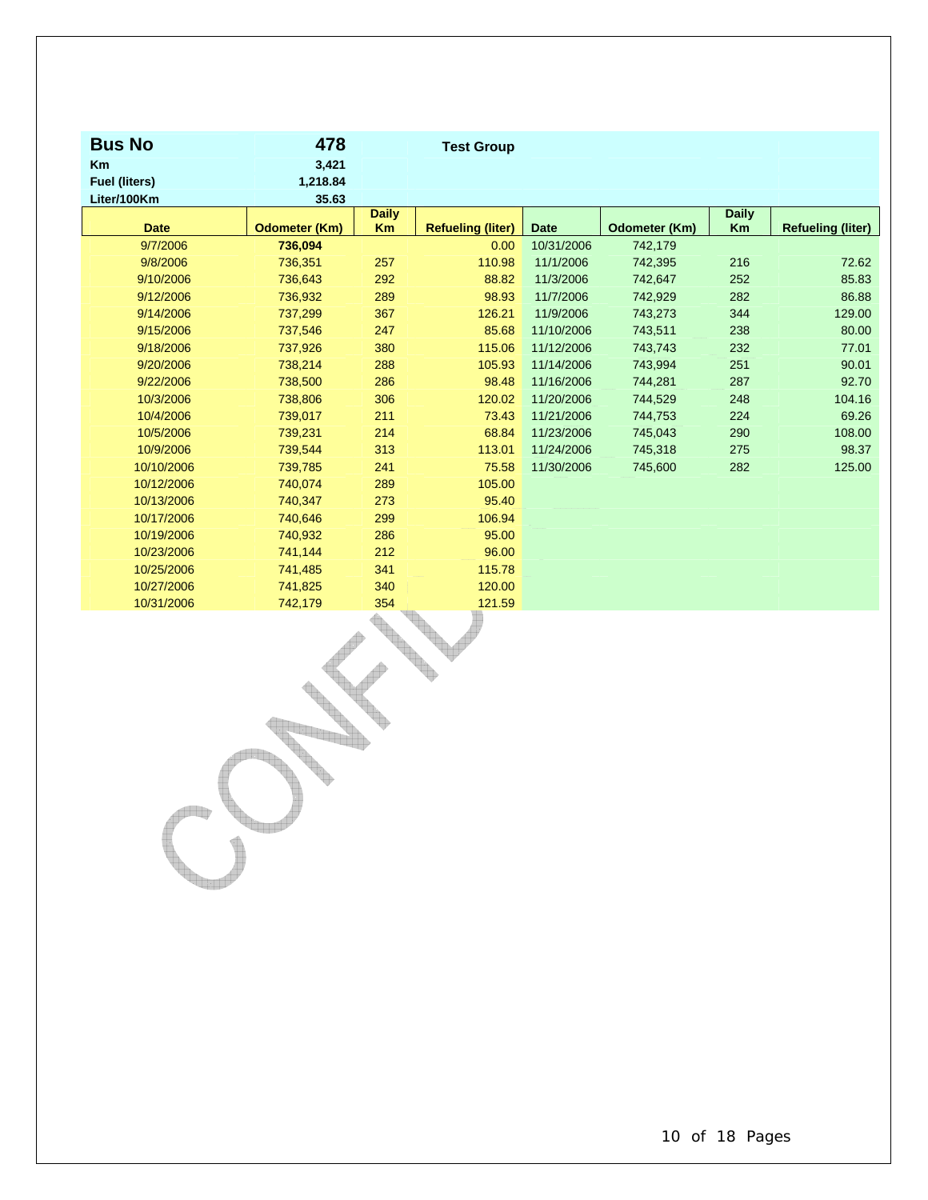| **Bus No** | **478** | | **Test Group** | | | | |
|---|---|---|---|---|---|---|---|
| **Km** | **3,421** | | | | | | |
| **Fuel (liters)** | **1,218.84** | | | | | | |
| **Liter/100Km** | **35.63** | | | | | | |
| **Date** | **Odometer (Km)** | **Daily Km** | **Refueling (liter)** | **Date** | **Odometer (Km)** | **Daily Km** | **Refueling (liter)** |
| 9/7/2006 | **736,094** | | 0.00 | 10/31/2006 | 742,179 | | |
| 9/8/2006 | 736,351 | 257 | 110.98 | 11/1/2006 | 742,395 | 216 | 72.62 |
| 9/10/2006 | 736,643 | 292 | 88.82 | 11/3/2006 | 742,647 | 252 | 85.83 |
| 9/12/2006 | 736,932 | 289 | 98.93 | 11/7/2006 | 742,929 | 282 | 86.88 |
| 9/14/2006 | 737,299 | 367 | 126.21 | 11/9/2006 | 743,273 | 344 | 129.00 |
| 9/15/2006 | 737,546 | 247 | 85.68 | 11/10/2006 | 743,511 | 238 | 80.00 |
| 9/18/2006 | 737,926 | 380 | 115.06 | 11/12/2006 | 743,743 | 232 | 77.01 |
| 9/20/2006 | 738,214 | 288 | 105.93 | 11/14/2006 | 743,994 | 251 | 90.01 |
| 9/22/2006 | 738,500 | 286 | 98.48 | 11/16/2006 | 744,281 | 287 | 92.70 |
| 10/3/2006 | 738,806 | 306 | 120.02 | 11/20/2006 | 744,529 | 248 | 104.16 |
| 10/4/2006 | 739,017 | 211 | 73.43 | 11/21/2006 | 744,753 | 224 | 69.26 |
| 10/5/2006 | 739,231 | 214 | 68.84 | 11/23/2006 | 745,043 | 290 | 108.00 |
| 10/9/2006 | 739,544 | 313 | 113.01 | 11/24/2006 | 745,318 | 275 | 98.37 |
| 10/10/2006 | 739,785 | 241 | 75.58 | 11/30/2006 | 745,600 | 282 | 125.00 |
| 10/12/2006 | 740,074 | 289 | 105.00 | | | | |
| 10/13/2006 | 740,347 | 273 | 95.40 | | | | |
| 10/17/2006 | 740,646 | 299 | 106.94 | | | | |
| 10/19/2006 | 740,932 | 286 | 95.00 | | | | |
| 10/23/2006 | 741,144 | 212 | 96.00 | | | | |
| 10/25/2006 | 741,485 | 341 | 115.78 | | | | |
| 10/27/2006 | 741,825 | 340 | 120.00 | | | | |
| 10/31/2006 | 742,179 | 354 | 121.59 | | | | |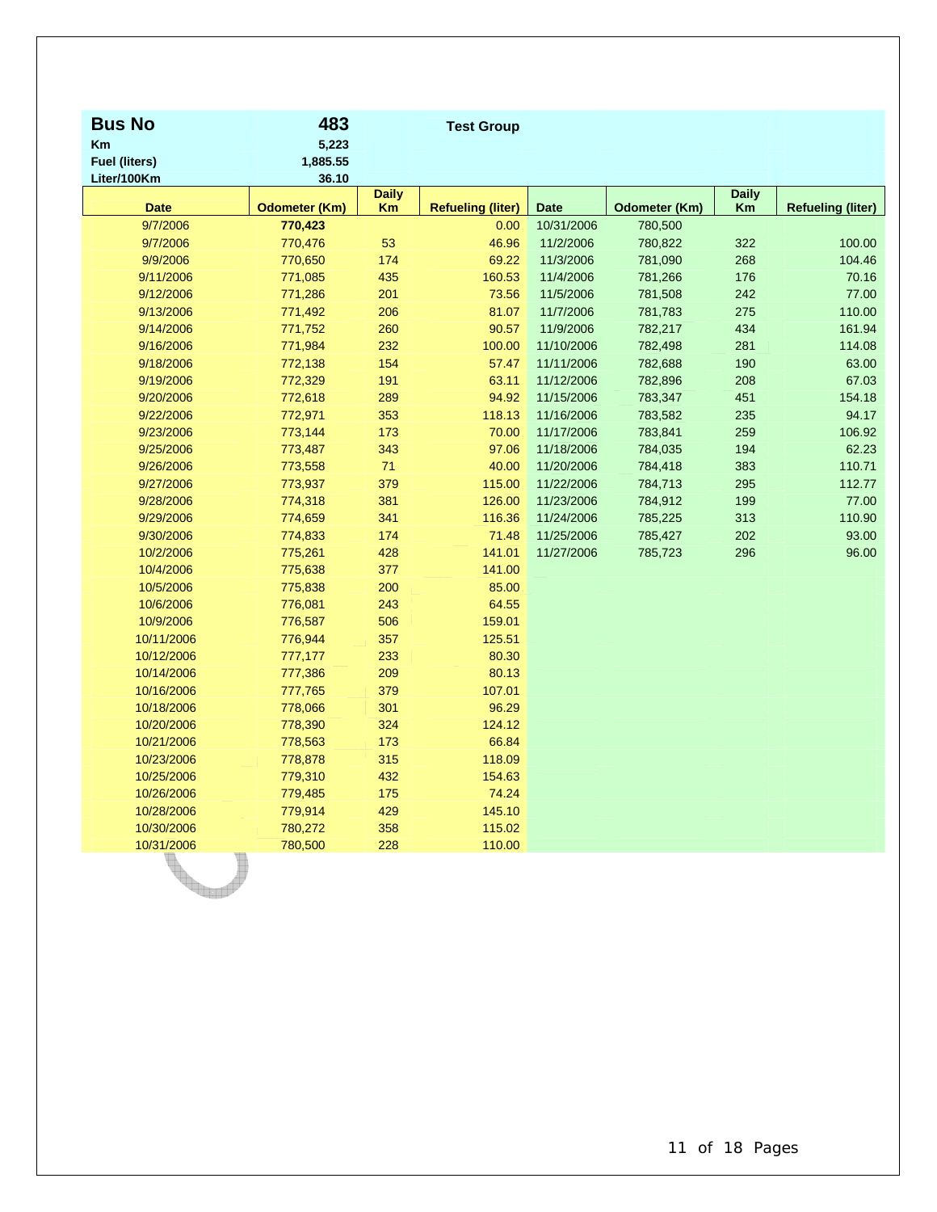| **Bus No** | **483** | | **Test Group** | | | | |
|---|---|---|---|---|---|---|---|
| **Km** | **5,223** | | | | | | |
| **Fuel (liters)** | **1,885.55** | | | | | | |
| **Liter/100Km** | **36.10** | | | | | | |
| **Date** | **Odometer (Km)** | **Daily Km** | **Refueling (liter)** | **Date** | **Odometer (Km)** | **Daily Km** | **Refueling (liter)** |
| 9/7/2006 | **770,423** | | 0.00 | 10/31/2006 | 780,500 | | |
| 9/7/2006 | 770,476 | 53 | 46.96 | 11/2/2006 | 780,822 | 322 | 100.00 |
| 9/9/2006 | 770,650 | 174 | 69.22 | 11/3/2006 | 781,090 | 268 | 104.46 |
| 9/11/2006 | 771,085 | 435 | 160.53 | 11/4/2006 | 781,266 | 176 | 70.16 |
| 9/12/2006 | 771,286 | 201 | 73.56 | 11/5/2006 | 781,508 | 242 | 77.00 |
| 9/13/2006 | 771,492 | 206 | 81.07 | 11/7/2006 | 781,783 | 275 | 110.00 |
| 9/14/2006 | 771,752 | 260 | 90.57 | 11/9/2006 | 782,217 | 434 | 161.94 |
| 9/16/2006 | 771,984 | 232 | 100.00 | 11/10/2006 | 782,498 | 281 | 114.08 |
| 9/18/2006 | 772,138 | 154 | 57.47 | 11/11/2006 | 782,688 | 190 | 63.00 |
| 9/19/2006 | 772,329 | 191 | 63.11 | 11/12/2006 | 782,896 | 208 | 67.03 |
| 9/20/2006 | 772,618 | 289 | 94.92 | 11/15/2006 | 783,347 | 451 | 154.18 |
| 9/22/2006 | 772,971 | 353 | 118.13 | 11/16/2006 | 783,582 | 235 | 94.17 |
| 9/23/2006 | 773,144 | 173 | 70.00 | 11/17/2006 | 783,841 | 259 | 106.92 |
| 9/25/2006 | 773,487 | 343 | 97.06 | 11/18/2006 | 784,035 | 194 | 62.23 |
| 9/26/2006 | 773,558 | 71 | 40.00 | 11/20/2006 | 784,418 | 383 | 110.71 |
| 9/27/2006 | 773,937 | 379 | 115.00 | 11/22/2006 | 784,713 | 295 | 112.77 |
| 9/28/2006 | 774,318 | 381 | 126.00 | 11/23/2006 | 784,912 | 199 | 77.00 |
| 9/29/2006 | 774,659 | 341 | 116.36 | 11/24/2006 | 785,225 | 313 | 110.90 |
| 9/30/2006 | 774,833 | 174 | 71.48 | 11/25/2006 | 785,427 | 202 | 93.00 |
| 10/2/2006 | 775,261 | 428 | 141.01 | 11/27/2006 | 785,723 | 296 | 96.00 |
| 10/4/2006 | 775,638 | 377 | 141.00 | | | | |
| 10/5/2006 | 775,838 | 200 | 85.00 | | | | |
| 10/6/2006 | 776,081 | 243 | 64.55 | | | | |
| 10/9/2006 | 776,587 | 506 | 159.01 | | | | |
| 10/11/2006 | 776,944 | 357 | 125.51 | | | | |
| 10/12/2006 | 777,177 | 233 | 80.30 | | | | |
| 10/14/2006 | 777,386 | 209 | 80.13 | | | | |
| 10/16/2006 | 777,765 | 379 | 107.01 | | | | |
| 10/18/2006 | 778,066 | 301 | 96.29 | | | | |
| 10/20/2006 | 778,390 | 324 | 124.12 | | | | |
| 10/21/2006 | 778,563 | 173 | 66.84 | | | | |
| 10/23/2006 | 778,878 | 315 | 118.09 | | | | |
| 10/25/2006 | 779,310 | 432 | 154.63 | | | | |
| 10/26/2006 | 779,485 | 175 | 74.24 | | | | |
| 10/28/2006 | 779,914 | 429 | 145.10 | | | | |
| 10/30/2006 | 780,272 | 358 | 115.02 | | | | |
| 10/31/2006 | 780,500 | 228 | 110.00 | | | | |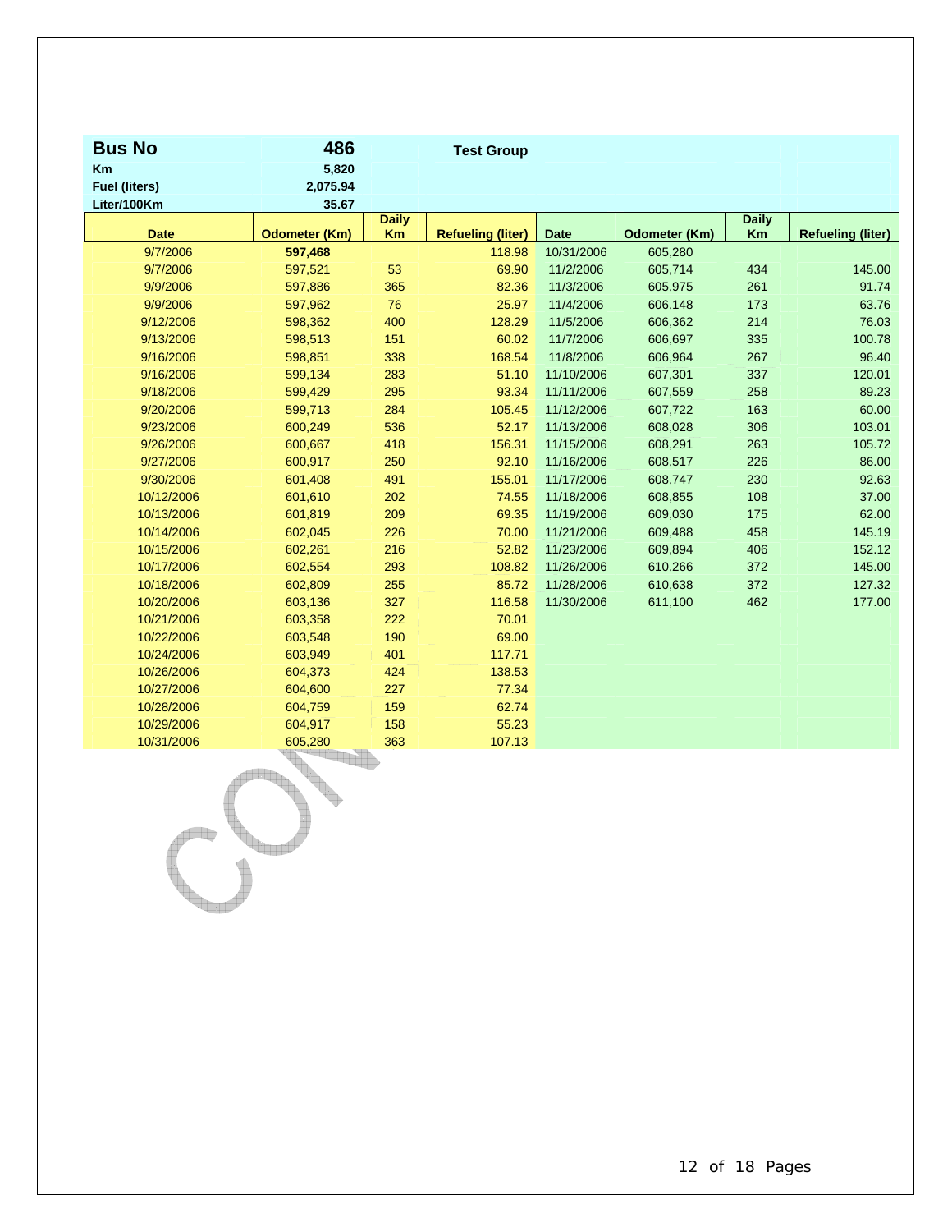| **Bus No** | **486** | | **Test Group** |
|---|---|---|---|
| **Km** | **5,820** | | |
| **Fuel (liters)** | **2,075.94** | | |
| **Liter/100Km** | **35.67** | | |

| Date | Odometer (Km) | Daily Km | Refueling (liter) | Date | Odometer (Km) | Daily Km | Refueling (liter) |
|---|---|---|---|---|---|---|---|
| 9/7/2006 | **597,468** | | 118.98 | 10/31/2006 | 605,280 | | |
| 9/7/2006 | 597,521 | 53 | 69.90 | 11/2/2006 | 605,714 | 434 | 145.00 |
| 9/9/2006 | 597,886 | 365 | 82.36 | 11/3/2006 | 605,975 | 261 | 91.74 |
| 9/9/2006 | 597,962 | 76 | 25.97 | 11/4/2006 | 606,148 | 173 | 63.76 |
| 9/12/2006 | 598,362 | 400 | 128.29 | 11/5/2006 | 606,362 | 214 | 76.03 |
| 9/13/2006 | 598,513 | 151 | 60.02 | 11/7/2006 | 606,697 | 335 | 100.78 |
| 9/16/2006 | 598,851 | 338 | 168.54 | 11/8/2006 | 606,964 | 267 | 96.40 |
| 9/16/2006 | 599,134 | 283 | 51.10 | 11/10/2006 | 607,301 | 337 | 120.01 |
| 9/18/2006 | 599,429 | 295 | 93.34 | 11/11/2006 | 607,559 | 258 | 89.23 |
| 9/20/2006 | 599,713 | 284 | 105.45 | 11/12/2006 | 607,722 | 163 | 60.00 |
| 9/23/2006 | 600,249 | 536 | 52.17 | 11/13/2006 | 608,028 | 306 | 103.01 |
| 9/26/2006 | 600,667 | 418 | 156.31 | 11/15/2006 | 608,291 | 263 | 105.72 |
| 9/27/2006 | 600,917 | 250 | 92.10 | 11/16/2006 | 608,517 | 226 | 86.00 |
| 9/30/2006 | 601,408 | 491 | 155.01 | 11/17/2006 | 608,747 | 230 | 92.63 |
| 10/12/2006 | 601,610 | 202 | 74.55 | 11/18/2006 | 608,855 | 108 | 37.00 |
| 10/13/2006 | 601,819 | 209 | 69.35 | 11/19/2006 | 609,030 | 175 | 62.00 |
| 10/14/2006 | 602,045 | 226 | 70.00 | 11/21/2006 | 609,488 | 458 | 145.19 |
| 10/15/2006 | 602,261 | 216 | 52.82 | 11/23/2006 | 609,894 | 406 | 152.12 |
| 10/17/2006 | 602,554 | 293 | 108.82 | 11/26/2006 | 610,266 | 372 | 145.00 |
| 10/18/2006 | 602,809 | 255 | 85.72 | 11/28/2006 | 610,638 | 372 | 127.32 |
| 10/20/2006 | 603,136 | 327 | 116.58 | 11/30/2006 | 611,100 | 462 | 177.00 |
| 10/21/2006 | 603,358 | 222 | 70.01 | | | | |
| 10/22/2006 | 603,548 | 190 | 69.00 | | | | |
| 10/24/2006 | 603,949 | 401 | 117.71 | | | | |
| 10/26/2006 | 604,373 | 424 | 138.53 | | | | |
| 10/27/2006 | 604,600 | 227 | 77.34 | | | | |
| 10/28/2006 | 604,759 | 159 | 62.74 | | | | |
| 10/29/2006 | 604,917 | 158 | 55.23 | | | | |
| 10/31/2006 | 605,280 | 363 | 107.13 | | | | |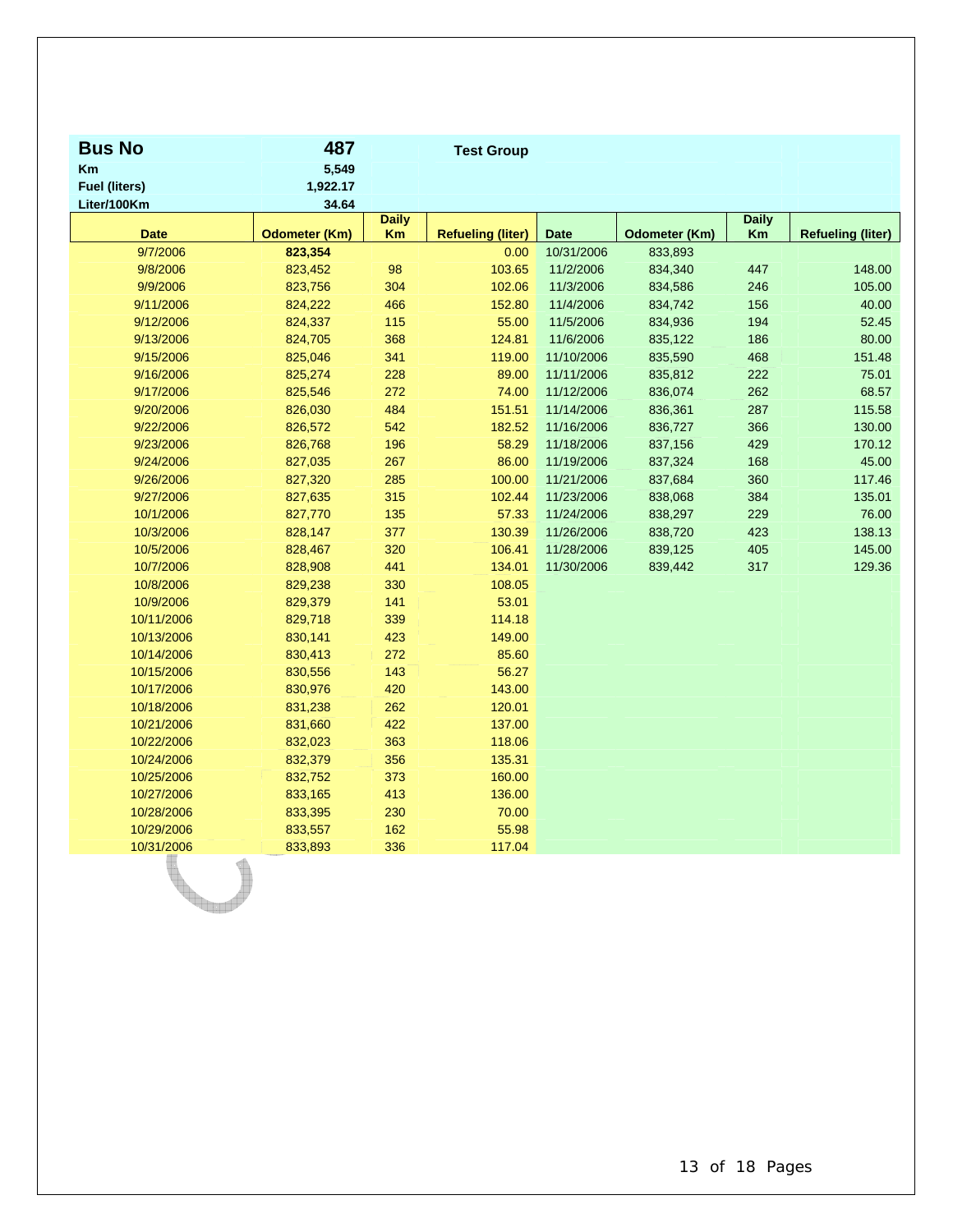| Bus No | 487 | Test Group |
|---|---|---|
| Km | 5,549 | |
| Fuel (liters) | 1,922.17 | |
| Liter/100Km | 34.64 | |

| Date | Odometer (Km) | Daily Km | Refueling (liter) | Date | Odometer (Km) | Daily Km | Refueling (liter) |
|---|---|---|---|---|---|---|---|
| 9/7/2006 | **823,354** | | 0.00 | 10/31/2006 | 833,893 | | |
| 9/8/2006 | 823,452 | 98 | 103.65 | 11/2/2006 | 834,340 | 447 | 148.00 |
| 9/9/2006 | 823,756 | 304 | 102.06 | 11/3/2006 | 834,586 | 246 | 105.00 |
| 9/11/2006 | 824,222 | 466 | 152.80 | 11/4/2006 | 834,742 | 156 | 40.00 |
| 9/12/2006 | 824,337 | 115 | 55.00 | 11/5/2006 | 834,936 | 194 | 52.45 |
| 9/13/2006 | 824,705 | 368 | 124.81 | 11/6/2006 | 835,122 | 186 | 80.00 |
| 9/15/2006 | 825,046 | 341 | 119.00 | 11/10/2006 | 835,590 | 468 | 151.48 |
| 9/16/2006 | 825,274 | 228 | 89.00 | 11/11/2006 | 835,812 | 222 | 75.01 |
| 9/17/2006 | 825,546 | 272 | 74.00 | 11/12/2006 | 836,074 | 262 | 68.57 |
| 9/20/2006 | 826,030 | 484 | 151.51 | 11/14/2006 | 836,361 | 287 | 115.58 |
| 9/22/2006 | 826,572 | 542 | 182.52 | 11/16/2006 | 836,727 | 366 | 130.00 |
| 9/23/2006 | 826,768 | 196 | 58.29 | 11/18/2006 | 837,156 | 429 | 170.12 |
| 9/24/2006 | 827,035 | 267 | 86.00 | 11/19/2006 | 837,324 | 168 | 45.00 |
| 9/26/2006 | 827,320 | 285 | 100.00 | 11/21/2006 | 837,684 | 360 | 117.46 |
| 9/27/2006 | 827,635 | 315 | 102.44 | 11/23/2006 | 838,068 | 384 | 135.01 |
| 10/1/2006 | 827,770 | 135 | 57.33 | 11/24/2006 | 838,297 | 229 | 76.00 |
| 10/3/2006 | 828,147 | 377 | 130.39 | 11/26/2006 | 838,720 | 423 | 138.13 |
| 10/5/2006 | 828,467 | 320 | 106.41 | 11/28/2006 | 839,125 | 405 | 145.00 |
| 10/7/2006 | 828,908 | 441 | 134.01 | 11/30/2006 | 839,442 | 317 | 129.36 |
| 10/8/2006 | 829,238 | 330 | 108.05 | | | | |
| 10/9/2006 | 829,379 | 141 | 53.01 | | | | |
| 10/11/2006 | 829,718 | 339 | 114.18 | | | | |
| 10/13/2006 | 830,141 | 423 | 149.00 | | | | |
| 10/14/2006 | 830,413 | 272 | 85.60 | | | | |
| 10/15/2006 | 830,556 | 143 | 56.27 | | | | |
| 10/17/2006 | 830,976 | 420 | 143.00 | | | | |
| 10/18/2006 | 831,238 | 262 | 120.01 | | | | |
| 10/21/2006 | 831,660 | 422 | 137.00 | | | | |
| 10/22/2006 | 832,023 | 363 | 118.06 | | | | |
| 10/24/2006 | 832,379 | 356 | 135.31 | | | | |
| 10/25/2006 | 832,752 | 373 | 160.00 | | | | |
| 10/27/2006 | 833,165 | 413 | 136.00 | | | | |
| 10/28/2006 | 833,395 | 230 | 70.00 | | | | |
| 10/29/2006 | 833,557 | 162 | 55.98 | | | | |
| 10/31/2006 | 833,893 | 336 | 117.04 | | | | |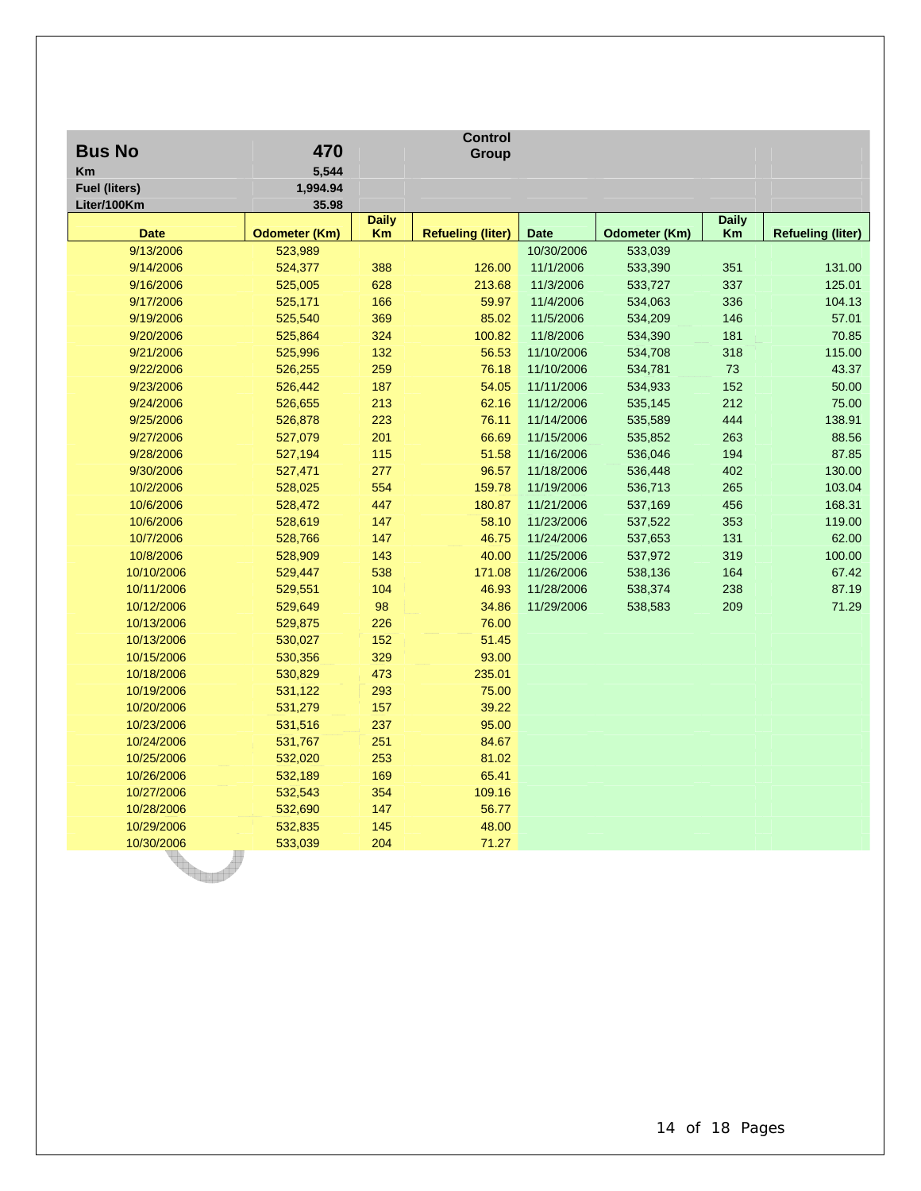| Bus No | 470 | | Control Group | | | | |
|---|---|---|---|---|---|---|---|
| Km | 5,544 | | | | | | |
| Fuel (liters) | 1,994.94 | | | | | | |
| Liter/100Km | 35.98 | | | | | | |
| **Date** | **Odometer (Km)** | **Daily Km** | **Refueling (liter)** | **Date** | **Odometer (Km)** | **Daily Km** | **Refueling (liter)** |
| 9/13/2006 | 523,989 | | | 10/30/2006 | 533,039 | | |
| 9/14/2006 | 524,377 | 388 | 126.00 | 11/1/2006 | 533,390 | 351 | 131.00 |
| 9/16/2006 | 525,005 | 628 | 213.68 | 11/3/2006 | 533,727 | 337 | 125.01 |
| 9/17/2006 | 525,171 | 166 | 59.97 | 11/4/2006 | 534,063 | 336 | 104.13 |
| 9/19/2006 | 525,540 | 369 | 85.02 | 11/5/2006 | 534,209 | 146 | 57.01 |
| 9/20/2006 | 525,864 | 324 | 100.82 | 11/8/2006 | 534,390 | 181 | 70.85 |
| 9/21/2006 | 525,996 | 132 | 56.53 | 11/10/2006 | 534,708 | 318 | 115.00 |
| 9/22/2006 | 526,255 | 259 | 76.18 | 11/10/2006 | 534,781 | 73 | 43.37 |
| 9/23/2006 | 526,442 | 187 | 54.05 | 11/11/2006 | 534,933 | 152 | 50.00 |
| 9/24/2006 | 526,655 | 213 | 62.16 | 11/12/2006 | 535,145 | 212 | 75.00 |
| 9/25/2006 | 526,878 | 223 | 76.11 | 11/14/2006 | 535,589 | 444 | 138.91 |
| 9/27/2006 | 527,079 | 201 | 66.69 | 11/15/2006 | 535,852 | 263 | 88.56 |
| 9/28/2006 | 527,194 | 115 | 51.58 | 11/16/2006 | 536,046 | 194 | 87.85 |
| 9/30/2006 | 527,471 | 277 | 96.57 | 11/18/2006 | 536,448 | 402 | 130.00 |
| 10/2/2006 | 528,025 | 554 | 159.78 | 11/19/2006 | 536,713 | 265 | 103.04 |
| 10/6/2006 | 528,472 | 447 | 180.87 | 11/21/2006 | 537,169 | 456 | 168.31 |
| 10/6/2006 | 528,619 | 147 | 58.10 | 11/23/2006 | 537,522 | 353 | 119.00 |
| 10/7/2006 | 528,766 | 147 | 46.75 | 11/24/2006 | 537,653 | 131 | 62.00 |
| 10/8/2006 | 528,909 | 143 | 40.00 | 11/25/2006 | 537,972 | 319 | 100.00 |
| 10/10/2006 | 529,447 | 538 | 171.08 | 11/26/2006 | 538,136 | 164 | 67.42 |
| 10/11/2006 | 529,551 | 104 | 46.93 | 11/28/2006 | 538,374 | 238 | 87.19 |
| 10/12/2006 | 529,649 | 98 | 34.86 | 11/29/2006 | 538,583 | 209 | 71.29 |
| 10/13/2006 | 529,875 | 226 | 76.00 | | | | |
| 10/13/2006 | 530,027 | 152 | 51.45 | | | | |
| 10/15/2006 | 530,356 | 329 | 93.00 | | | | |
| 10/18/2006 | 530,829 | 473 | 235.01 | | | | |
| 10/19/2006 | 531,122 | 293 | 75.00 | | | | |
| 10/20/2006 | 531,279 | 157 | 39.22 | | | | |
| 10/23/2006 | 531,516 | 237 | 95.00 | | | | |
| 10/24/2006 | 531,767 | 251 | 84.67 | | | | |
| 10/25/2006 | 532,020 | 253 | 81.02 | | | | |
| 10/26/2006 | 532,189 | 169 | 65.41 | | | | |
| 10/27/2006 | 532,543 | 354 | 109.16 | | | | |
| 10/28/2006 | 532,690 | 147 | 56.77 | | | | |
| 10/29/2006 | 532,835 | 145 | 48.00 | | | | |
| 10/30/2006 | 533,039 | 204 | 71.27 | | | | |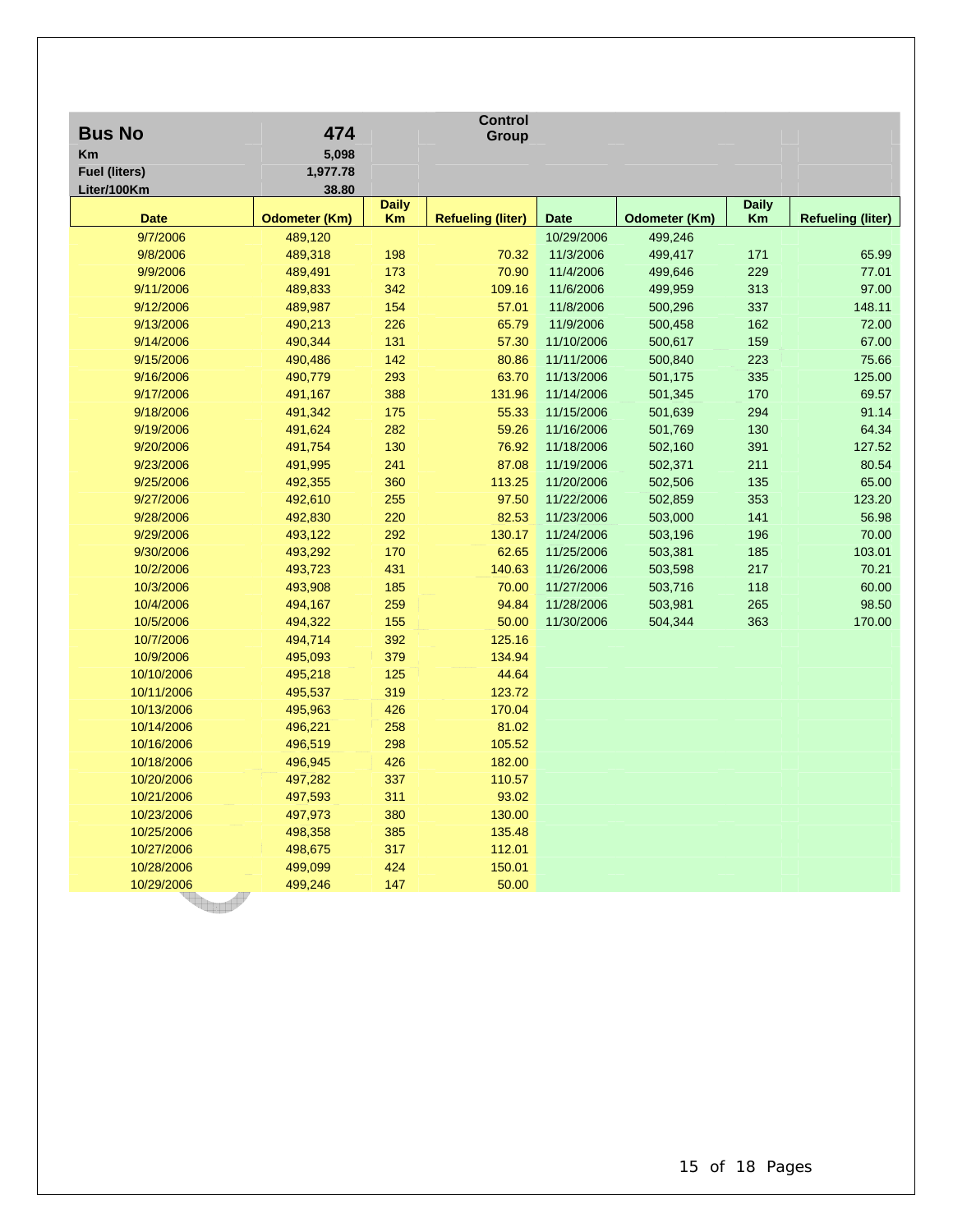| Bus No | 474 | | Control Group | | | | |
|---|---|---|---|---|---|---|---|
| Km | 5,098 | | | | | | |
| Fuel (liters) | 1,977.78 | | | | | | |
| Liter/100Km | 38.80 | | | | | | |
| **Date** | **Odometer (Km)** | **Daily Km** | **Refueling (liter)** | **Date** | **Odometer (Km)** | **Daily Km** | **Refueling (liter)** |
| 9/7/2006 | 489,120 | | | 10/29/2006 | 499,246 | | |
| 9/8/2006 | 489,318 | 198 | 70.32 | 11/3/2006 | 499,417 | 171 | 65.99 |
| 9/9/2006 | 489,491 | 173 | 70.90 | 11/4/2006 | 499,646 | 229 | 77.01 |
| 9/11/2006 | 489,833 | 342 | 109.16 | 11/6/2006 | 499,959 | 313 | 97.00 |
| 9/12/2006 | 489,987 | 154 | 57.01 | 11/8/2006 | 500,296 | 337 | 148.11 |
| 9/13/2006 | 490,213 | 226 | 65.79 | 11/9/2006 | 500,458 | 162 | 72.00 |
| 9/14/2006 | 490,344 | 131 | 57.30 | 11/10/2006 | 500,617 | 159 | 67.00 |
| 9/15/2006 | 490,486 | 142 | 80.86 | 11/11/2006 | 500,840 | 223 | 75.66 |
| 9/16/2006 | 490,779 | 293 | 63.70 | 11/13/2006 | 501,175 | 335 | 125.00 |
| 9/17/2006 | 491,167 | 388 | 131.96 | 11/14/2006 | 501,345 | 170 | 69.57 |
| 9/18/2006 | 491,342 | 175 | 55.33 | 11/15/2006 | 501,639 | 294 | 91.14 |
| 9/19/2006 | 491,624 | 282 | 59.26 | 11/16/2006 | 501,769 | 130 | 64.34 |
| 9/20/2006 | 491,754 | 130 | 76.92 | 11/18/2006 | 502,160 | 391 | 127.52 |
| 9/23/2006 | 491,995 | 241 | 87.08 | 11/19/2006 | 502,371 | 211 | 80.54 |
| 9/25/2006 | 492,355 | 360 | 113.25 | 11/20/2006 | 502,506 | 135 | 65.00 |
| 9/27/2006 | 492,610 | 255 | 97.50 | 11/22/2006 | 502,859 | 353 | 123.20 |
| 9/28/2006 | 492,830 | 220 | 82.53 | 11/23/2006 | 503,000 | 141 | 56.98 |
| 9/29/2006 | 493,122 | 292 | 130.17 | 11/24/2006 | 503,196 | 196 | 70.00 |
| 9/30/2006 | 493,292 | 170 | 62.65 | 11/25/2006 | 503,381 | 185 | 103.01 |
| 10/2/2006 | 493,723 | 431 | 140.63 | 11/26/2006 | 503,598 | 217 | 70.21 |
| 10/3/2006 | 493,908 | 185 | 70.00 | 11/27/2006 | 503,716 | 118 | 60.00 |
| 10/4/2006 | 494,167 | 259 | 94.84 | 11/28/2006 | 503,981 | 265 | 98.50 |
| 10/5/2006 | 494,322 | 155 | 50.00 | 11/30/2006 | 504,344 | 363 | 170.00 |
| 10/7/2006 | 494,714 | 392 | 125.16 | | | | |
| 10/9/2006 | 495,093 | 379 | 134.94 | | | | |
| 10/10/2006 | 495,218 | 125 | 44.64 | | | | |
| 10/11/2006 | 495,537 | 319 | 123.72 | | | | |
| 10/13/2006 | 495,963 | 426 | 170.04 | | | | |
| 10/14/2006 | 496,221 | 258 | 81.02 | | | | |
| 10/16/2006 | 496,519 | 298 | 105.52 | | | | |
| 10/18/2006 | 496,945 | 426 | 182.00 | | | | |
| 10/20/2006 | 497,282 | 337 | 110.57 | | | | |
| 10/21/2006 | 497,593 | 311 | 93.02 | | | | |
| 10/23/2006 | 497,973 | 380 | 130.00 | | | | |
| 10/25/2006 | 498,358 | 385 | 135.48 | | | | |
| 10/27/2006 | 498,675 | 317 | 112.01 | | | | |
| 10/28/2006 | 499,099 | 424 | 150.01 | | | | |
| 10/29/2006 | 499,246 | 147 | 50.00 | | | | |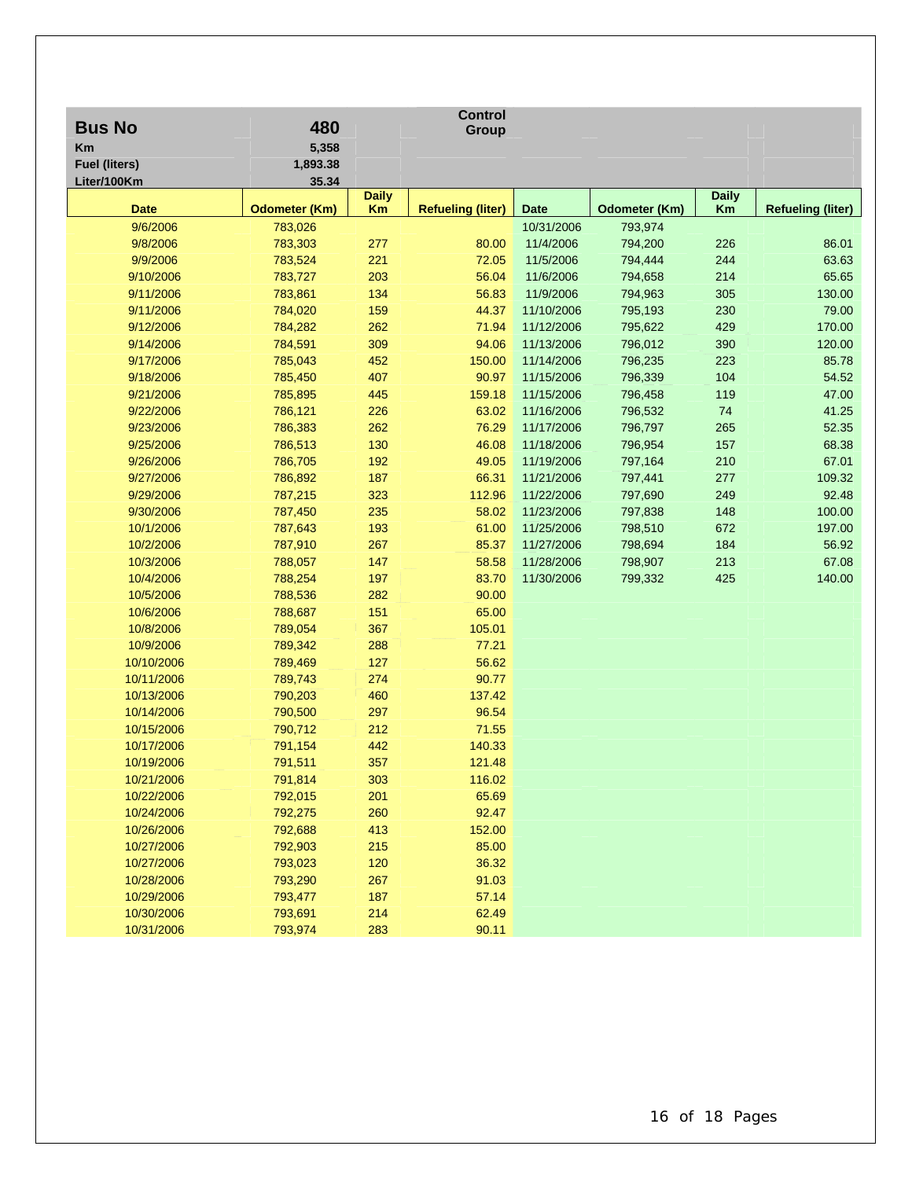| Bus No | 480 | | Control Group | | | | |
|---|---|---|---|---|---|---|---|
| Km | 5,358 | | | | | | |
| Fuel (liters) | 1,893.38 | | | | | | |
| Liter/100Km | 35.34 | | | | | | |
| **Date** | **Odometer (Km)** | **Daily Km** | **Refueling (liter)** | **Date** | **Odometer (Km)** | **Daily Km** | **Refueling (liter)** |
| 9/6/2006 | 783,026 | | | 10/31/2006 | 793,974 | | |
| 9/8/2006 | 783,303 | 277 | 80.00 | 11/4/2006 | 794,200 | 226 | 86.01 |
| 9/9/2006 | 783,524 | 221 | 72.05 | 11/5/2006 | 794,444 | 244 | 63.63 |
| 9/10/2006 | 783,727 | 203 | 56.04 | 11/6/2006 | 794,658 | 214 | 65.65 |
| 9/11/2006 | 783,861 | 134 | 56.83 | 11/9/2006 | 794,963 | 305 | 130.00 |
| 9/11/2006 | 784,020 | 159 | 44.37 | 11/10/2006 | 795,193 | 230 | 79.00 |
| 9/12/2006 | 784,282 | 262 | 71.94 | 11/12/2006 | 795,622 | 429 | 170.00 |
| 9/14/2006 | 784,591 | 309 | 94.06 | 11/13/2006 | 796,012 | 390 | 120.00 |
| 9/17/2006 | 785,043 | 452 | 150.00 | 11/14/2006 | 796,235 | 223 | 85.78 |
| 9/18/2006 | 785,450 | 407 | 90.97 | 11/15/2006 | 796,339 | 104 | 54.52 |
| 9/21/2006 | 785,895 | 445 | 159.18 | 11/15/2006 | 796,458 | 119 | 47.00 |
| 9/22/2006 | 786,121 | 226 | 63.02 | 11/16/2006 | 796,532 | 74 | 41.25 |
| 9/23/2006 | 786,383 | 262 | 76.29 | 11/17/2006 | 796,797 | 265 | 52.35 |
| 9/25/2006 | 786,513 | 130 | 46.08 | 11/18/2006 | 796,954 | 157 | 68.38 |
| 9/26/2006 | 786,705 | 192 | 49.05 | 11/19/2006 | 797,164 | 210 | 67.01 |
| 9/27/2006 | 786,892 | 187 | 66.31 | 11/21/2006 | 797,441 | 277 | 109.32 |
| 9/29/2006 | 787,215 | 323 | 112.96 | 11/22/2006 | 797,690 | 249 | 92.48 |
| 9/30/2006 | 787,450 | 235 | 58.02 | 11/23/2006 | 797,838 | 148 | 100.00 |
| 10/1/2006 | 787,643 | 193 | 61.00 | 11/25/2006 | 798,510 | 672 | 197.00 |
| 10/2/2006 | 787,910 | 267 | 85.37 | 11/27/2006 | 798,694 | 184 | 56.92 |
| 10/3/2006 | 788,057 | 147 | 58.58 | 11/28/2006 | 798,907 | 213 | 67.08 |
| 10/4/2006 | 788,254 | 197 | 83.70 | 11/30/2006 | 799,332 | 425 | 140.00 |
| 10/5/2006 | 788,536 | 282 | 90.00 | | | | |
| 10/6/2006 | 788,687 | 151 | 65.00 | | | | |
| 10/8/2006 | 789,054 | 367 | 105.01 | | | | |
| 10/9/2006 | 789,342 | 288 | 77.21 | | | | |
| 10/10/2006 | 789,469 | 127 | 56.62 | | | | |
| 10/11/2006 | 789,743 | 274 | 90.77 | | | | |
| 10/13/2006 | 790,203 | 460 | 137.42 | | | | |
| 10/14/2006 | 790,500 | 297 | 96.54 | | | | |
| 10/15/2006 | 790,712 | 212 | 71.55 | | | | |
| 10/17/2006 | 791,154 | 442 | 140.33 | | | | |
| 10/19/2006 | 791,511 | 357 | 121.48 | | | | |
| 10/21/2006 | 791,814 | 303 | 116.02 | | | | |
| 10/22/2006 | 792,015 | 201 | 65.69 | | | | |
| 10/24/2006 | 792,275 | 260 | 92.47 | | | | |
| 10/26/2006 | 792,688 | 413 | 152.00 | | | | |
| 10/27/2006 | 792,903 | 215 | 85.00 | | | | |
| 10/27/2006 | 793,023 | 120 | 36.32 | | | | |
| 10/28/2006 | 793,290 | 267 | 91.03 | | | | |
| 10/29/2006 | 793,477 | 187 | 57.14 | | | | |
| 10/30/2006 | 793,691 | 214 | 62.49 | | | | |
| 10/31/2006 | 793,974 | 283 | 90.11 | | | | |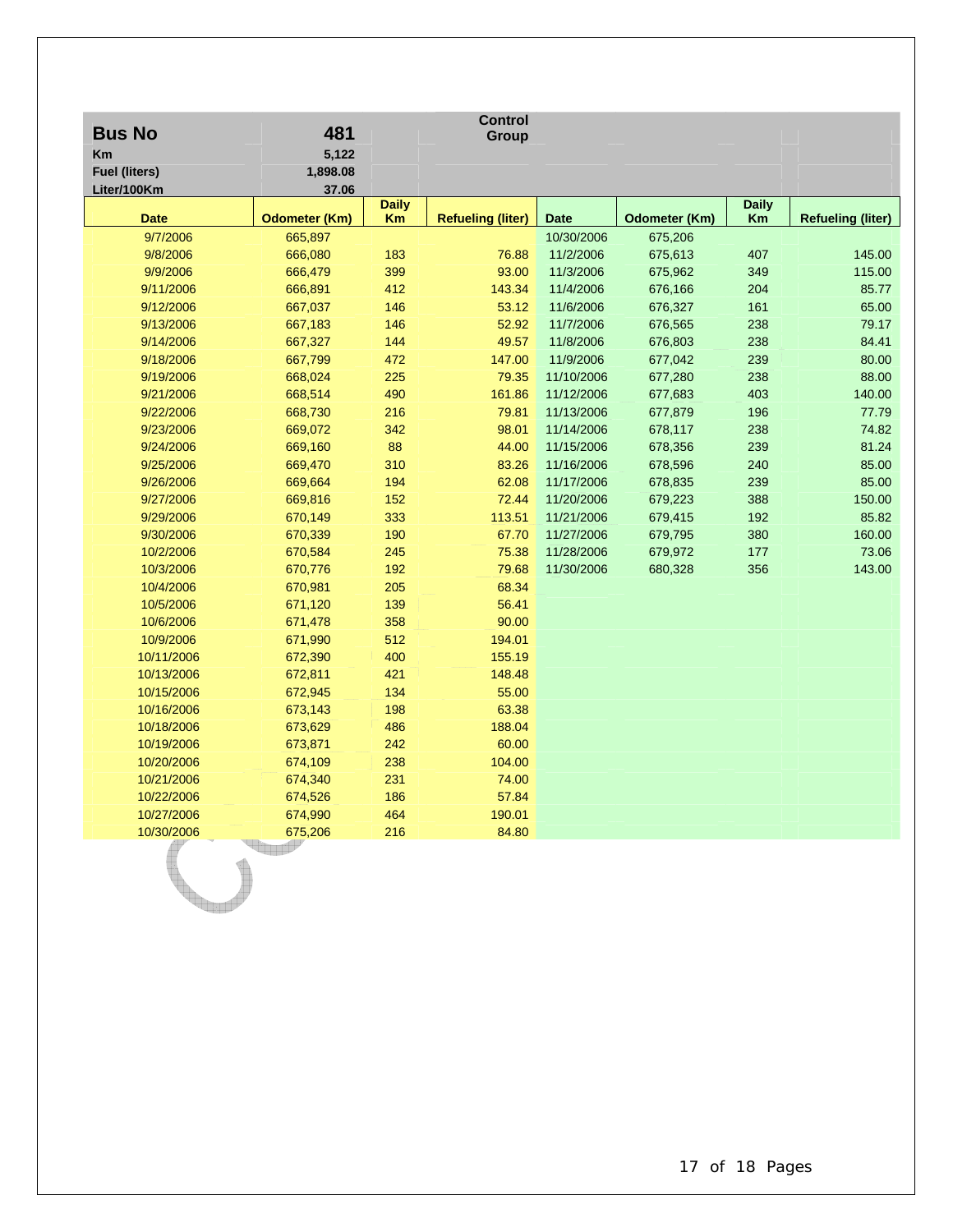| **Bus No** | **481** | | **Control Group** | | | | |
|---|---|---|---|---|---|---|---|
| **Km** | **5,122** | | | | | | |
| **Fuel (liters)** | **1,898.08** | | | | | | |
| **Liter/100Km** | **37.06** | | | | | | |
| **Date** | **Odometer (Km)** | **Daily Km** | **Refueling (liter)** | **Date** | **Odometer (Km)** | **Daily Km** | **Refueling (liter)** |
| 9/7/2006 | 665,897 | | | 10/30/2006 | 675,206 | | |
| 9/8/2006 | 666,080 | 183 | 76.88 | 11/2/2006 | 675,613 | 407 | 145.00 |
| 9/9/2006 | 666,479 | 399 | 93.00 | 11/3/2006 | 675,962 | 349 | 115.00 |
| 9/11/2006 | 666,891 | 412 | 143.34 | 11/4/2006 | 676,166 | 204 | 85.77 |
| 9/12/2006 | 667,037 | 146 | 53.12 | 11/6/2006 | 676,327 | 161 | 65.00 |
| 9/13/2006 | 667,183 | 146 | 52.92 | 11/7/2006 | 676,565 | 238 | 79.17 |
| 9/14/2006 | 667,327 | 144 | 49.57 | 11/8/2006 | 676,803 | 238 | 84.41 |
| 9/18/2006 | 667,799 | 472 | 147.00 | 11/9/2006 | 677,042 | 239 | 80.00 |
| 9/19/2006 | 668,024 | 225 | 79.35 | 11/10/2006 | 677,280 | 238 | 88.00 |
| 9/21/2006 | 668,514 | 490 | 161.86 | 11/12/2006 | 677,683 | 403 | 140.00 |
| 9/22/2006 | 668,730 | 216 | 79.81 | 11/13/2006 | 677,879 | 196 | 77.79 |
| 9/23/2006 | 669,072 | 342 | 98.01 | 11/14/2006 | 678,117 | 238 | 74.82 |
| 9/24/2006 | 669,160 | 88 | 44.00 | 11/15/2006 | 678,356 | 239 | 81.24 |
| 9/25/2006 | 669,470 | 310 | 83.26 | 11/16/2006 | 678,596 | 240 | 85.00 |
| 9/26/2006 | 669,664 | 194 | 62.08 | 11/17/2006 | 678,835 | 239 | 85.00 |
| 9/27/2006 | 669,816 | 152 | 72.44 | 11/20/2006 | 679,223 | 388 | 150.00 |
| 9/29/2006 | 670,149 | 333 | 113.51 | 11/21/2006 | 679,415 | 192 | 85.82 |
| 9/30/2006 | 670,339 | 190 | 67.70 | 11/27/2006 | 679,795 | 380 | 160.00 |
| 10/2/2006 | 670,584 | 245 | 75.38 | 11/28/2006 | 679,972 | 177 | 73.06 |
| 10/3/2006 | 670,776 | 192 | 79.68 | 11/30/2006 | 680,328 | 356 | 143.00 |
| 10/4/2006 | 670,981 | 205 | 68.34 | | | | |
| 10/5/2006 | 671,120 | 139 | 56.41 | | | | |
| 10/6/2006 | 671,478 | 358 | 90.00 | | | | |
| 10/9/2006 | 671,990 | 512 | 194.01 | | | | |
| 10/11/2006 | 672,390 | 400 | 155.19 | | | | |
| 10/13/2006 | 672,811 | 421 | 148.48 | | | | |
| 10/15/2006 | 672,945 | 134 | 55.00 | | | | |
| 10/16/2006 | 673,143 | 198 | 63.38 | | | | |
| 10/18/2006 | 673,629 | 486 | 188.04 | | | | |
| 10/19/2006 | 673,871 | 242 | 60.00 | | | | |
| 10/20/2006 | 674,109 | 238 | 104.00 | | | | |
| 10/21/2006 | 674,340 | 231 | 74.00 | | | | |
| 10/22/2006 | 674,526 | 186 | 57.84 | | | | |
| 10/27/2006 | 674,990 | 464 | 190.01 | | | | |
| 10/30/2006 | 675,206 | 216 | 84.80 | | | | |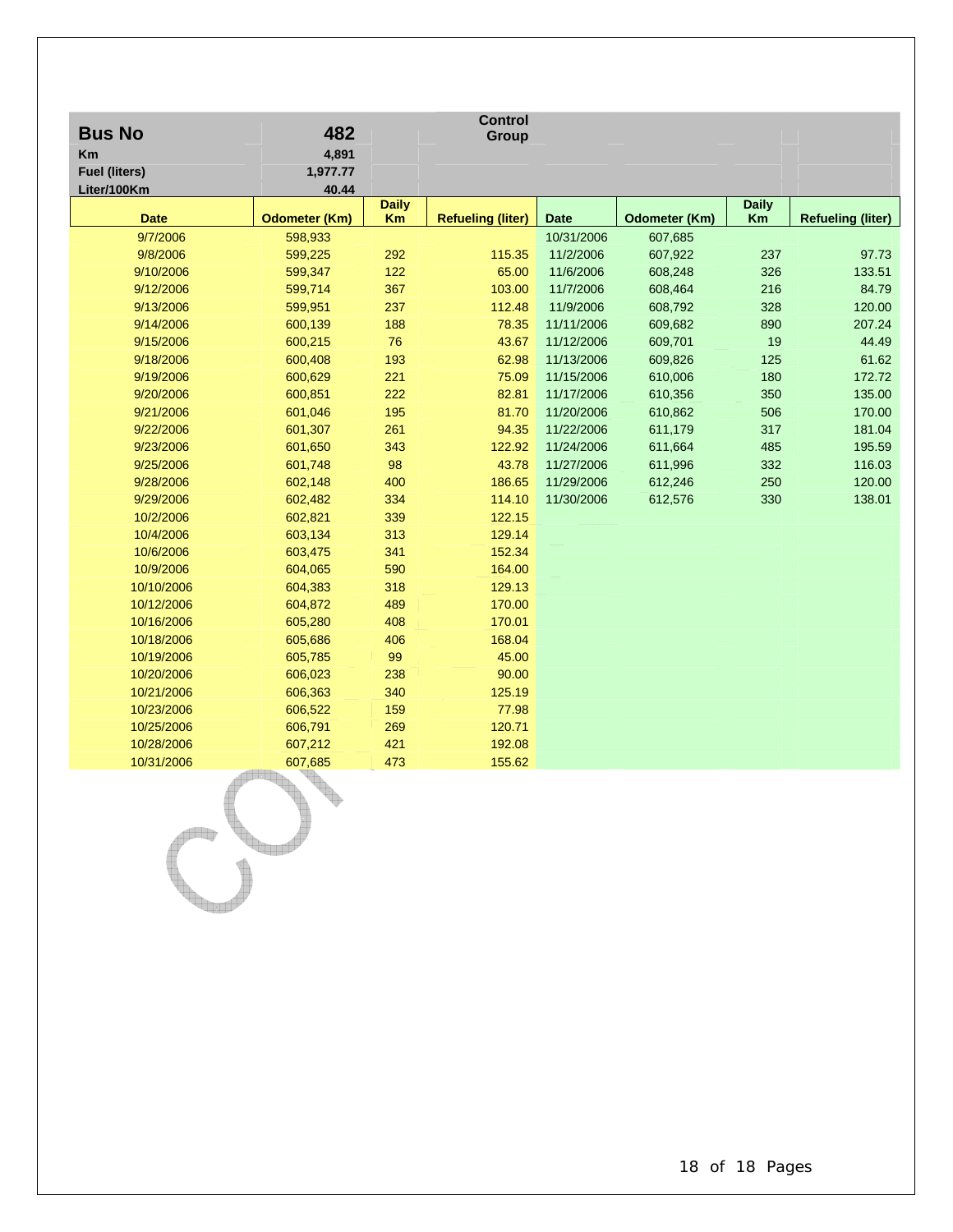| Bus No | 482 | | Control Group | | | | |
|---|---|---|---|---|---|---|---|
| Km | 4,891 | | | | | | |
| Fuel (liters) | 1,977.77 | | | | | | |
| Liter/100Km | 40.44 | | | | | | |
| **Date** | **Odometer (Km)** | **Daily Km** | **Refueling (liter)** | **Date** | **Odometer (Km)** | **Daily Km** | **Refueling (liter)** |
| 9/7/2006 | 598,933 | | | 10/31/2006 | 607,685 | | |
| 9/8/2006 | 599,225 | 292 | 115.35 | 11/2/2006 | 607,922 | 237 | 97.73 |
| 9/10/2006 | 599,347 | 122 | 65.00 | 11/6/2006 | 608,248 | 326 | 133.51 |
| 9/12/2006 | 599,714 | 367 | 103.00 | 11/7/2006 | 608,464 | 216 | 84.79 |
| 9/13/2006 | 599,951 | 237 | 112.48 | 11/9/2006 | 608,792 | 328 | 120.00 |
| 9/14/2006 | 600,139 | 188 | 78.35 | 11/11/2006 | 609,682 | 890 | 207.24 |
| 9/15/2006 | 600,215 | 76 | 43.67 | 11/12/2006 | 609,701 | 19 | 44.49 |
| 9/18/2006 | 600,408 | 193 | 62.98 | 11/13/2006 | 609,826 | 125 | 61.62 |
| 9/19/2006 | 600,629 | 221 | 75.09 | 11/15/2006 | 610,006 | 180 | 172.72 |
| 9/20/2006 | 600,851 | 222 | 82.81 | 11/17/2006 | 610,356 | 350 | 135.00 |
| 9/21/2006 | 601,046 | 195 | 81.70 | 11/20/2006 | 610,862 | 506 | 170.00 |
| 9/22/2006 | 601,307 | 261 | 94.35 | 11/22/2006 | 611,179 | 317 | 181.04 |
| 9/23/2006 | 601,650 | 343 | 122.92 | 11/24/2006 | 611,664 | 485 | 195.59 |
| 9/25/2006 | 601,748 | 98 | 43.78 | 11/27/2006 | 611,996 | 332 | 116.03 |
| 9/28/2006 | 602,148 | 400 | 186.65 | 11/29/2006 | 612,246 | 250 | 120.00 |
| 9/29/2006 | 602,482 | 334 | 114.10 | 11/30/2006 | 612,576 | 330 | 138.01 |
| 10/2/2006 | 602,821 | 339 | 122.15 | | | | |
| 10/4/2006 | 603,134 | 313 | 129.14 | | | | |
| 10/6/2006 | 603,475 | 341 | 152.34 | | | | |
| 10/9/2006 | 604,065 | 590 | 164.00 | | | | |
| 10/10/2006 | 604,383 | 318 | 129.13 | | | | |
| 10/12/2006 | 604,872 | 489 | 170.00 | | | | |
| 10/16/2006 | 605,280 | 408 | 170.01 | | | | |
| 10/18/2006 | 605,686 | 406 | 168.04 | | | | |
| 10/19/2006 | 605,785 | 99 | 45.00 | | | | |
| 10/20/2006 | 606,023 | 238 | 90.00 | | | | |
| 10/21/2006 | 606,363 | 340 | 125.19 | | | | |
| 10/23/2006 | 606,522 | 159 | 77.98 | | | | |
| 10/25/2006 | 606,791 | 269 | 120.71 | | | | |
| 10/28/2006 | 607,212 | 421 | 192.08 | | | | |
| 10/31/2006 | 607,685 | 473 | 155.62 | | | | |